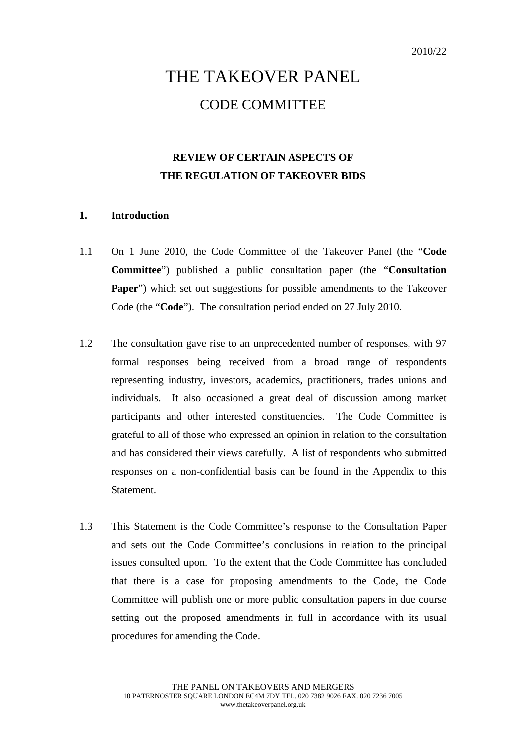2010/22

# THE TAKEOVER PANEL

## CODE COMMITTEE

### REVIEW OF CERTAIN ASPECTS OF THE REGULATION OF TAKEOVER BIDS

### 1. Introduction

1.1 On 1 June 2010, the Code Committee of the Takeover Panel (the "**Code Committee**") published a public consultation paper (the "**Consultation Paper**") which set out suggestions for possible amendments to the Takeover Code (the "**Code**"). The consultation period ended on 27 July 2010.

1.2 The consultation gave rise to an unprecedented number of responses, with 97 formal responses being received from a broad range of respondents representing industry, investors, academics, practitioners, trades unions and individuals. It also occasioned a great deal of discussion among market participants and other interested constituencies. The Code Committee is grateful to all of those who expressed an opinion in relation to the consultation and has considered their views carefully. A list of respondents who submitted responses on a non-confidential basis can be found in the Appendix to this Statement.

1.3 This Statement is the Code Committee's response to the Consultation Paper and sets out the Code Committee's conclusions in relation to the principal issues consulted upon. To the extent that the Code Committee has concluded that there is a case for proposing amendments to the Code, the Code Committee will publish one or more public consultation papers in due course setting out the proposed amendments in full in accordance with its usual procedures for amending the Code.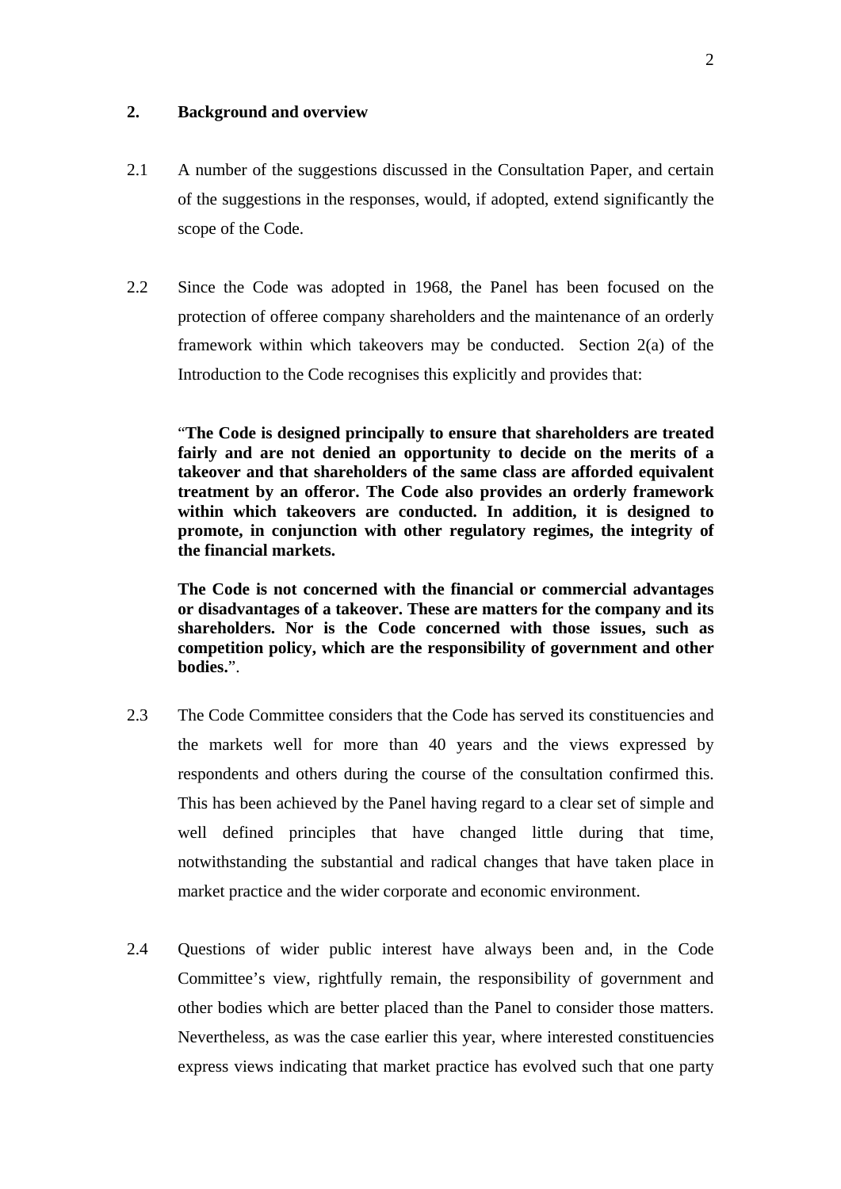## 2. Background and overview

2.1 A number of the suggestions discussed in the Consultation Paper, and certain of the suggestions in the responses, would, if adopted, extend significantly the scope of the Code.

2.2 Since the Code was adopted in 1968, the Panel has been focused on the protection of offeree company shareholders and the maintenance of an orderly framework within which takeovers may be conducted. Section 2(a) of the Introduction to the Code recognises this explicitly and provides that:

> "**The Code is designed principally to ensure that shareholders are treated fairly and are not denied an opportunity to decide on the merits of a takeover and that shareholders of the same class are afforded equivalent treatment by an offeror. The Code also provides an orderly framework within which takeovers are conducted. In addition, it is designed to promote, in conjunction with other regulatory regimes, the integrity of the financial markets.**
>
> **The Code is not concerned with the financial or commercial advantages or disadvantages of a takeover. These are matters for the company and its shareholders. Nor is the Code concerned with those issues, such as competition policy, which are the responsibility of government and other bodies.**".

2.3 The Code Committee considers that the Code has served its constituencies and the markets well for more than 40 years and the views expressed by respondents and others during the course of the consultation confirmed this. This has been achieved by the Panel having regard to a clear set of simple and well defined principles that have changed little during that time, notwithstanding the substantial and radical changes that have taken place in market practice and the wider corporate and economic environment.

2.4 Questions of wider public interest have always been and, in the Code Committee's view, rightfully remain, the responsibility of government and other bodies which are better placed than the Panel to consider those matters. Nevertheless, as was the case earlier this year, where interested constituencies express views indicating that market practice has evolved such that one party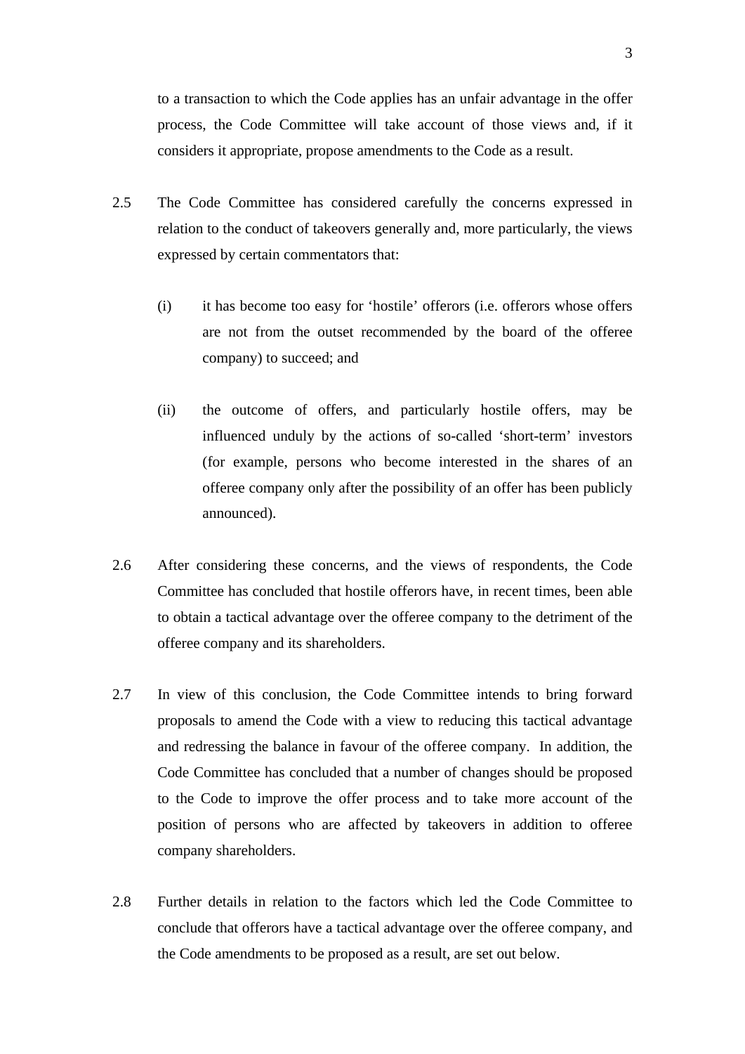to a transaction to which the Code applies has an unfair advantage in the offer process, the Code Committee will take account of those views and, if it considers it appropriate, propose amendments to the Code as a result.

2.5 The Code Committee has considered carefully the concerns expressed in relation to the conduct of takeovers generally and, more particularly, the views expressed by certain commentators that:

(i) it has become too easy for 'hostile' offerors (i.e. offerors whose offers are not from the outset recommended by the board of the offeree company) to succeed; and

(ii) the outcome of offers, and particularly hostile offers, may be influenced unduly by the actions of so-called 'short-term' investors (for example, persons who become interested in the shares of an offeree company only after the possibility of an offer has been publicly announced).

2.6 After considering these concerns, and the views of respondents, the Code Committee has concluded that hostile offerors have, in recent times, been able to obtain a tactical advantage over the offeree company to the detriment of the offeree company and its shareholders.

2.7 In view of this conclusion, the Code Committee intends to bring forward proposals to amend the Code with a view to reducing this tactical advantage and redressing the balance in favour of the offeree company. In addition, the Code Committee has concluded that a number of changes should be proposed to the Code to improve the offer process and to take more account of the position of persons who are affected by takeovers in addition to offeree company shareholders.

2.8 Further details in relation to the factors which led the Code Committee to conclude that offerors have a tactical advantage over the offeree company, and the Code amendments to be proposed as a result, are set out below.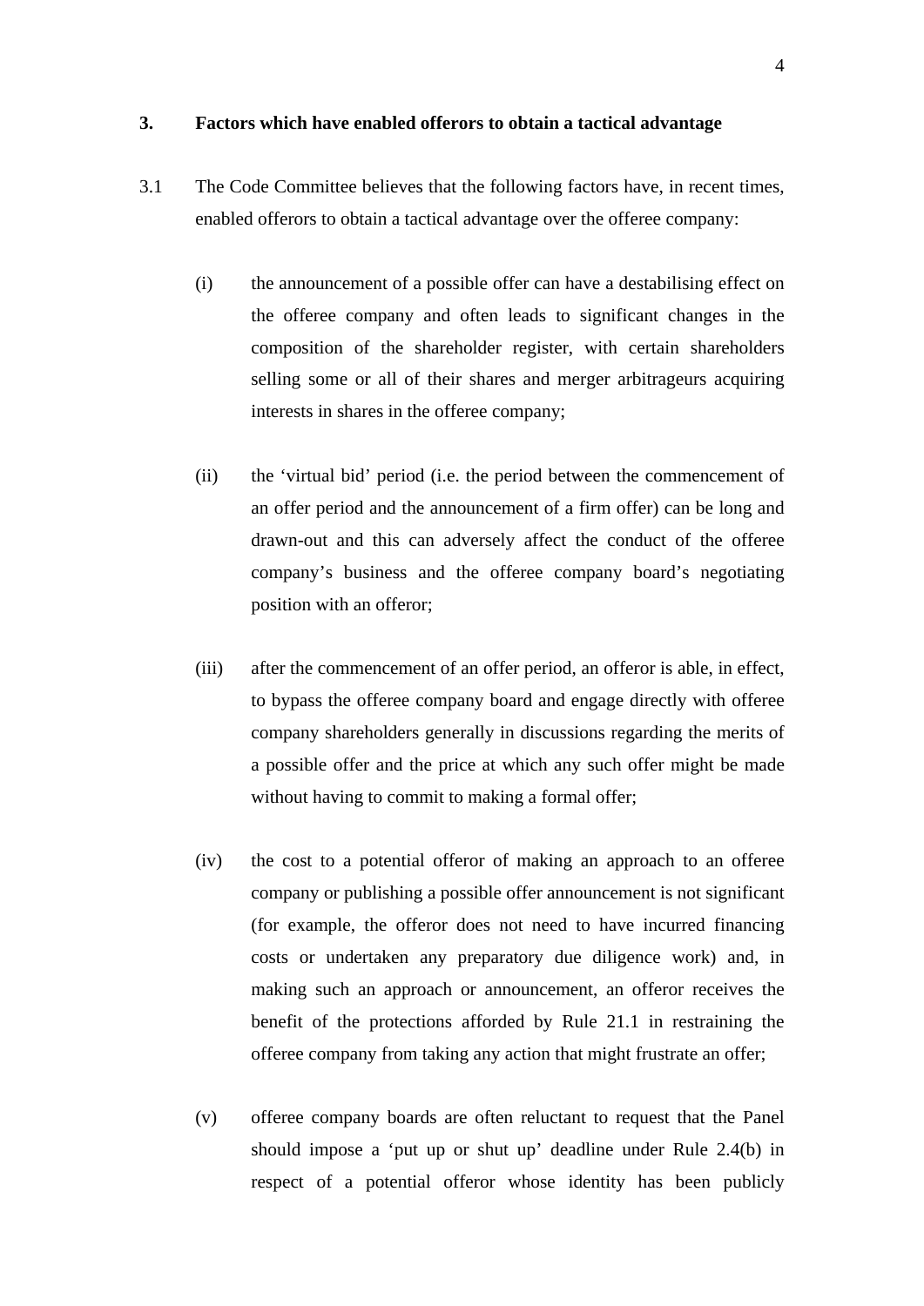## 3. Factors which have enabled offerors to obtain a tactical advantage

3.1 The Code Committee believes that the following factors have, in recent times, enabled offerors to obtain a tactical advantage over the offeree company:

(i) the announcement of a possible offer can have a destabilising effect on the offeree company and often leads to significant changes in the composition of the shareholder register, with certain shareholders selling some or all of their shares and merger arbitrageurs acquiring interests in shares in the offeree company;

(ii) the 'virtual bid' period (i.e. the period between the commencement of an offer period and the announcement of a firm offer) can be long and drawn-out and this can adversely affect the conduct of the offeree company's business and the offeree company board's negotiating position with an offeror;

(iii) after the commencement of an offer period, an offeror is able, in effect, to bypass the offeree company board and engage directly with offeree company shareholders generally in discussions regarding the merits of a possible offer and the price at which any such offer might be made without having to commit to making a formal offer;

(iv) the cost to a potential offeror of making an approach to an offeree company or publishing a possible offer announcement is not significant (for example, the offeror does not need to have incurred financing costs or undertaken any preparatory due diligence work) and, in making such an approach or announcement, an offeror receives the benefit of the protections afforded by Rule 21.1 in restraining the offeree company from taking any action that might frustrate an offer;

(v) offeree company boards are often reluctant to request that the Panel should impose a 'put up or shut up' deadline under Rule 2.4(b) in respect of a potential offeror whose identity has been publicly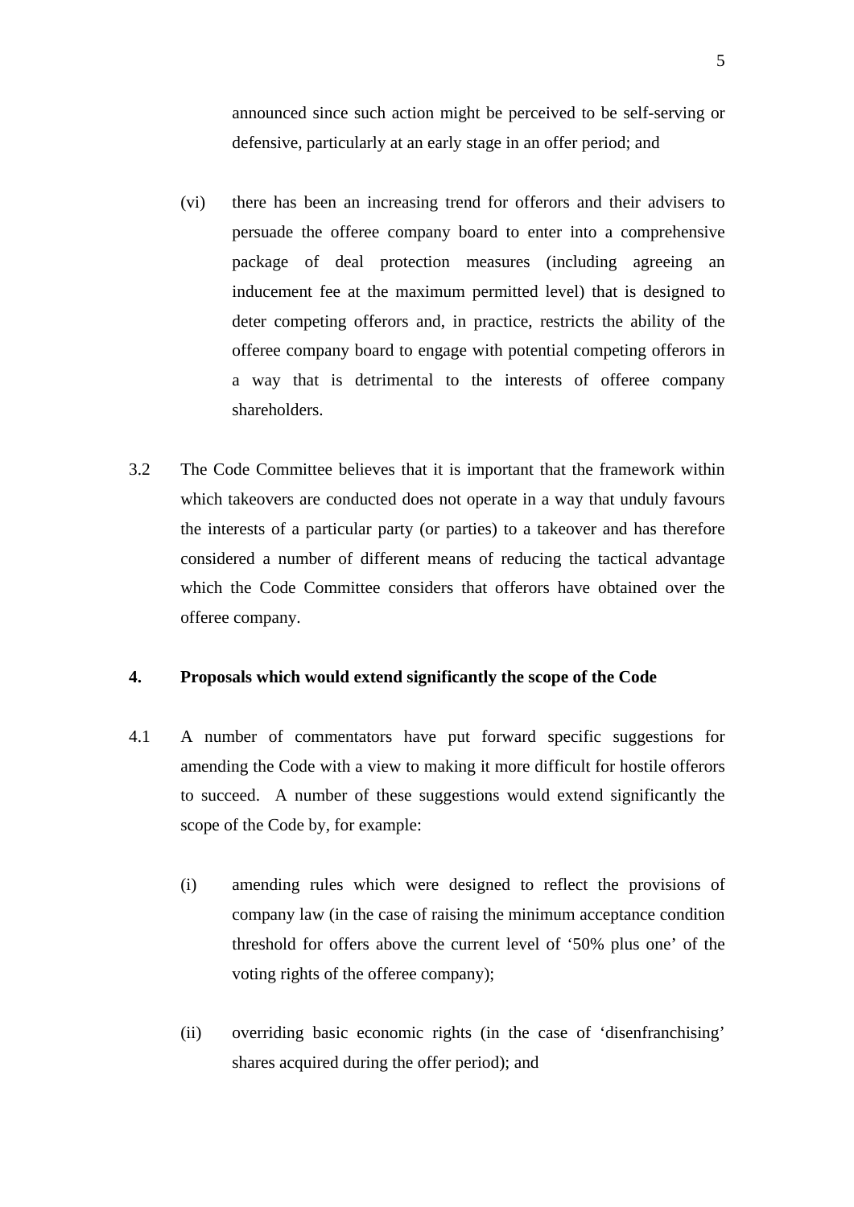announced since such action might be perceived to be self-serving or defensive, particularly at an early stage in an offer period; and

(vi) there has been an increasing trend for offerors and their advisers to persuade the offeree company board to enter into a comprehensive package of deal protection measures (including agreeing an inducement fee at the maximum permitted level) that is designed to deter competing offerors and, in practice, restricts the ability of the offeree company board to engage with potential competing offerors in a way that is detrimental to the interests of offeree company shareholders.

3.2 The Code Committee believes that it is important that the framework within which takeovers are conducted does not operate in a way that unduly favours the interests of a particular party (or parties) to a takeover and has therefore considered a number of different means of reducing the tactical advantage which the Code Committee considers that offerors have obtained over the offeree company.

## 4. Proposals which would extend significantly the scope of the Code

4.1 A number of commentators have put forward specific suggestions for amending the Code with a view to making it more difficult for hostile offerors to succeed. A number of these suggestions would extend significantly the scope of the Code by, for example:

(i) amending rules which were designed to reflect the provisions of company law (in the case of raising the minimum acceptance condition threshold for offers above the current level of '50% plus one' of the voting rights of the offeree company);

(ii) overriding basic economic rights (in the case of 'disenfranchising' shares acquired during the offer period); and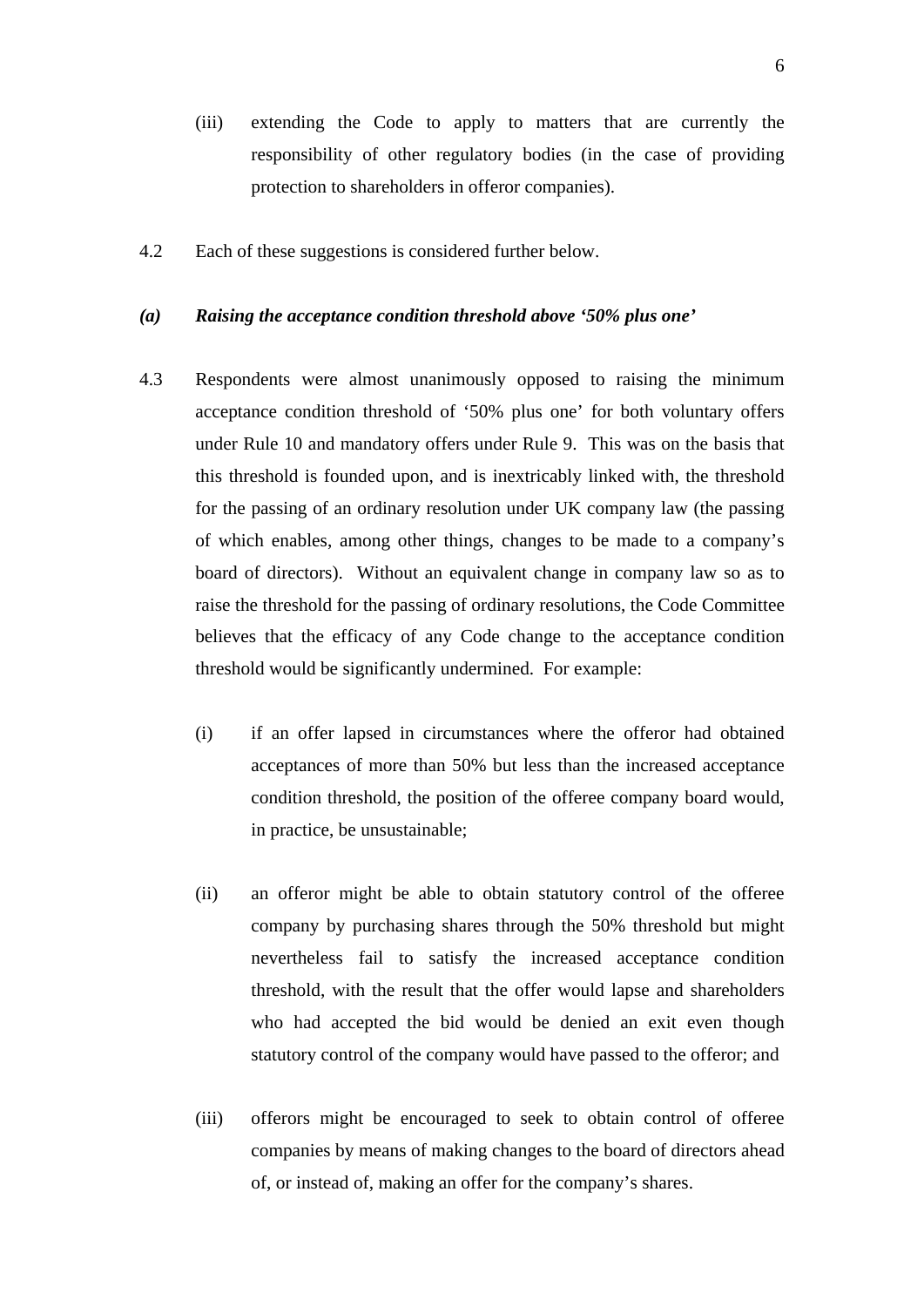(iii) extending the Code to apply to matters that are currently the responsibility of other regulatory bodies (in the case of providing protection to shareholders in offeror companies).

4.2 Each of these suggestions is considered further below.

***(a) Raising the acceptance condition threshold above '50% plus one'***

4.3 Respondents were almost unanimously opposed to raising the minimum acceptance condition threshold of '50% plus one' for both voluntary offers under Rule 10 and mandatory offers under Rule 9. This was on the basis that this threshold is founded upon, and is inextricably linked with, the threshold for the passing of an ordinary resolution under UK company law (the passing of which enables, among other things, changes to be made to a company's board of directors). Without an equivalent change in company law so as to raise the threshold for the passing of ordinary resolutions, the Code Committee believes that the efficacy of any Code change to the acceptance condition threshold would be significantly undermined. For example:

(i) if an offer lapsed in circumstances where the offeror had obtained acceptances of more than 50% but less than the increased acceptance condition threshold, the position of the offeree company board would, in practice, be unsustainable;

(ii) an offeror might be able to obtain statutory control of the offeree company by purchasing shares through the 50% threshold but might nevertheless fail to satisfy the increased acceptance condition threshold, with the result that the offer would lapse and shareholders who had accepted the bid would be denied an exit even though statutory control of the company would have passed to the offeror; and

(iii) offerors might be encouraged to seek to obtain control of offeree companies by means of making changes to the board of directors ahead of, or instead of, making an offer for the company's shares.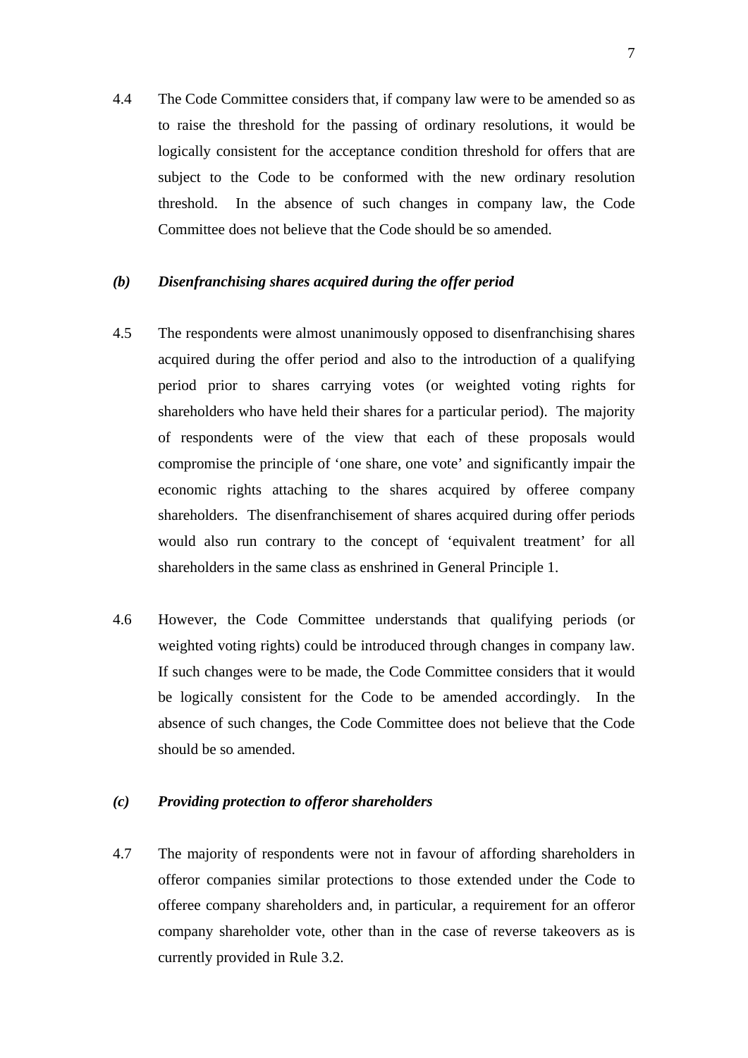4.4 The Code Committee considers that, if company law were to be amended so as to raise the threshold for the passing of ordinary resolutions, it would be logically consistent for the acceptance condition threshold for offers that are subject to the Code to be conformed with the new ordinary resolution threshold. In the absence of such changes in company law, the Code Committee does not believe that the Code should be so amended.

***(b) Disenfranchising shares acquired during the offer period***

4.5 The respondents were almost unanimously opposed to disenfranchising shares acquired during the offer period and also to the introduction of a qualifying period prior to shares carrying votes (or weighted voting rights for shareholders who have held their shares for a particular period). The majority of respondents were of the view that each of these proposals would compromise the principle of 'one share, one vote' and significantly impair the economic rights attaching to the shares acquired by offeree company shareholders. The disenfranchisement of shares acquired during offer periods would also run contrary to the concept of 'equivalent treatment' for all shareholders in the same class as enshrined in General Principle 1.

4.6 However, the Code Committee understands that qualifying periods (or weighted voting rights) could be introduced through changes in company law. If such changes were to be made, the Code Committee considers that it would be logically consistent for the Code to be amended accordingly. In the absence of such changes, the Code Committee does not believe that the Code should be so amended.

***(c) Providing protection to offeror shareholders***

4.7 The majority of respondents were not in favour of affording shareholders in offeror companies similar protections to those extended under the Code to offeree company shareholders and, in particular, a requirement for an offeror company shareholder vote, other than in the case of reverse takeovers as is currently provided in Rule 3.2.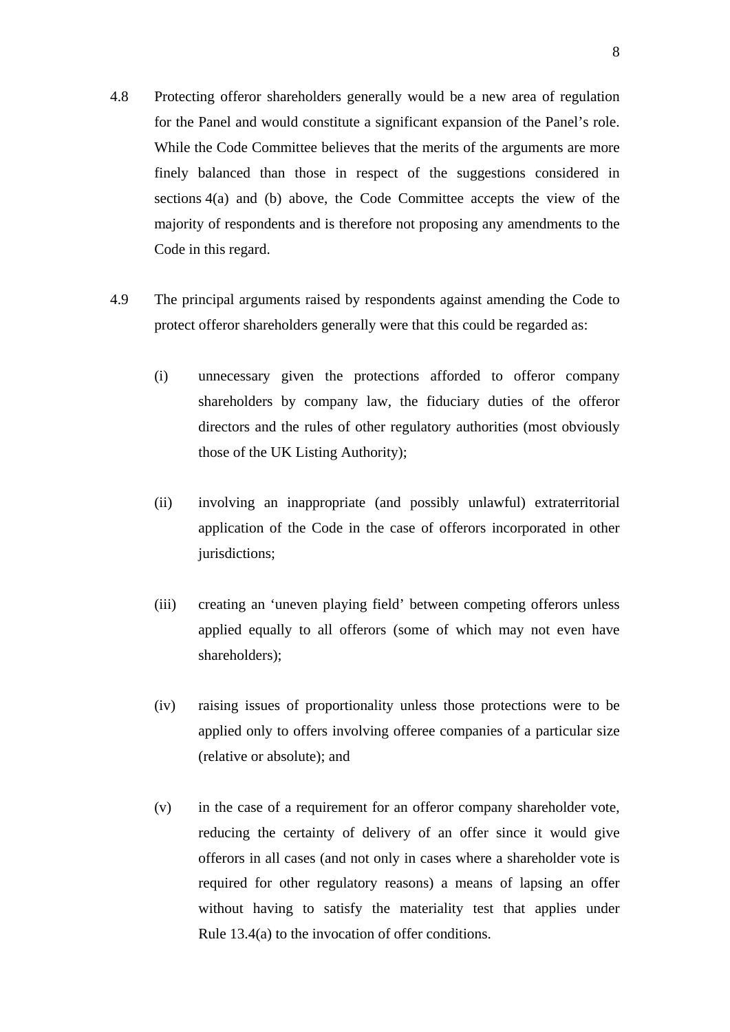4.8 Protecting offeror shareholders generally would be a new area of regulation for the Panel and would constitute a significant expansion of the Panel's role. While the Code Committee believes that the merits of the arguments are more finely balanced than those in respect of the suggestions considered in sections 4(a) and (b) above, the Code Committee accepts the view of the majority of respondents and is therefore not proposing any amendments to the Code in this regard.

4.9 The principal arguments raised by respondents against amending the Code to protect offeror shareholders generally were that this could be regarded as:

(i) unnecessary given the protections afforded to offeror company shareholders by company law, the fiduciary duties of the offeror directors and the rules of other regulatory authorities (most obviously those of the UK Listing Authority);

(ii) involving an inappropriate (and possibly unlawful) extraterritorial application of the Code in the case of offerors incorporated in other jurisdictions;

(iii) creating an 'uneven playing field' between competing offerors unless applied equally to all offerors (some of which may not even have shareholders);

(iv) raising issues of proportionality unless those protections were to be applied only to offers involving offeree companies of a particular size (relative or absolute); and

(v) in the case of a requirement for an offeror company shareholder vote, reducing the certainty of delivery of an offer since it would give offerors in all cases (and not only in cases where a shareholder vote is required for other regulatory reasons) a means of lapsing an offer without having to satisfy the materiality test that applies under Rule 13.4(a) to the invocation of offer conditions.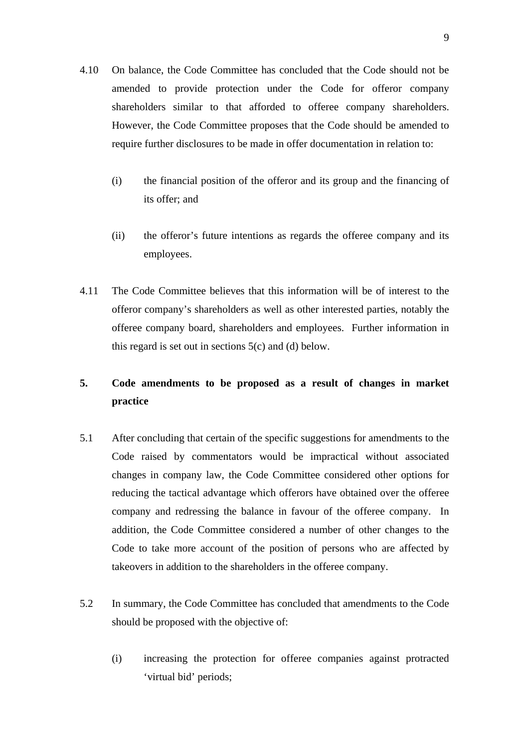4.10 On balance, the Code Committee has concluded that the Code should not be amended to provide protection under the Code for offeror company shareholders similar to that afforded to offeree company shareholders. However, the Code Committee proposes that the Code should be amended to require further disclosures to be made in offer documentation in relation to:

(i) the financial position of the offeror and its group and the financing of its offer; and

(ii) the offeror's future intentions as regards the offeree company and its employees.

4.11 The Code Committee believes that this information will be of interest to the offeror company's shareholders as well as other interested parties, notably the offeree company board, shareholders and employees. Further information in this regard is set out in sections 5(c) and (d) below.

## 5. Code amendments to be proposed as a result of changes in market practice

5.1 After concluding that certain of the specific suggestions for amendments to the Code raised by commentators would be impractical without associated changes in company law, the Code Committee considered other options for reducing the tactical advantage which offerors have obtained over the offeree company and redressing the balance in favour of the offeree company. In addition, the Code Committee considered a number of other changes to the Code to take more account of the position of persons who are affected by takeovers in addition to the shareholders in the offeree company.

5.2 In summary, the Code Committee has concluded that amendments to the Code should be proposed with the objective of:

(i) increasing the protection for offeree companies against protracted 'virtual bid' periods;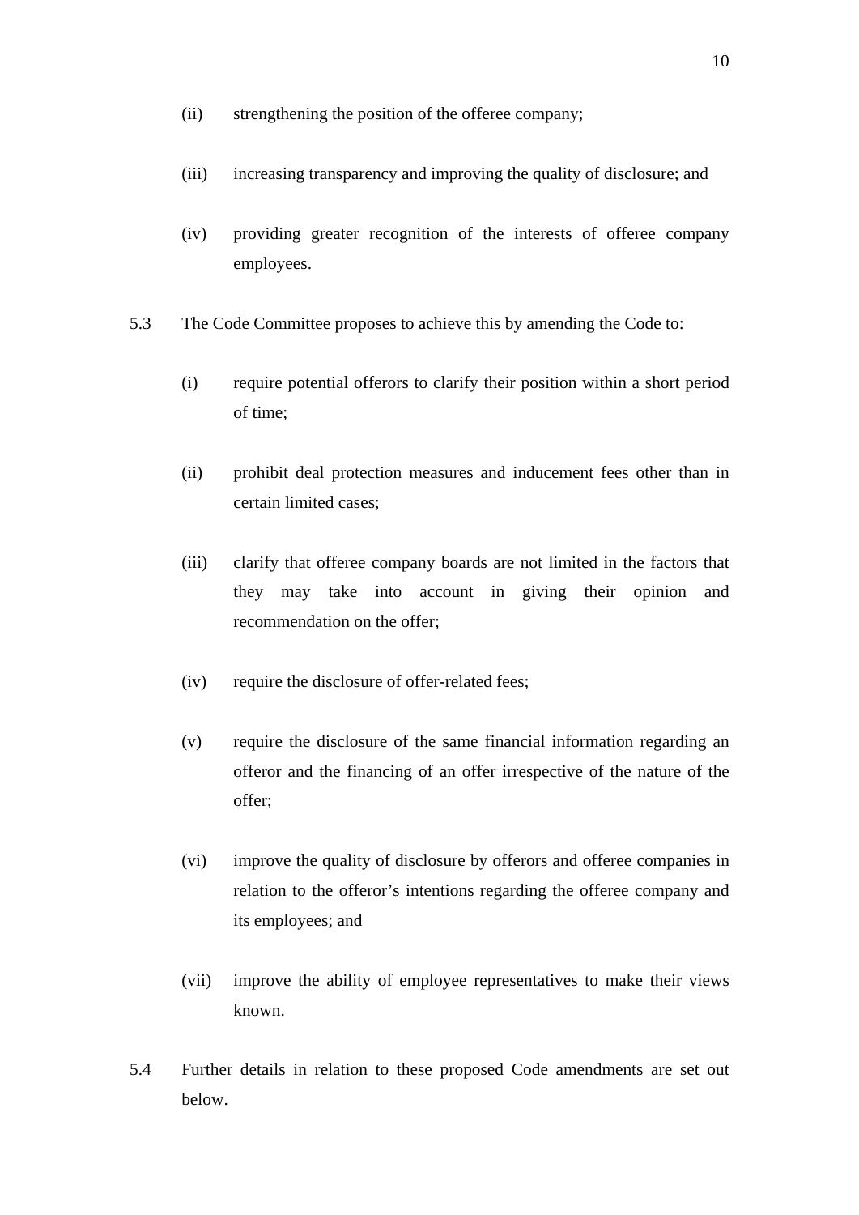(ii) strengthening the position of the offeree company;

(iii) increasing transparency and improving the quality of disclosure; and

(iv) providing greater recognition of the interests of offeree company employees.

5.3 The Code Committee proposes to achieve this by amending the Code to:

(i) require potential offerors to clarify their position within a short period of time;

(ii) prohibit deal protection measures and inducement fees other than in certain limited cases;

(iii) clarify that offeree company boards are not limited in the factors that they may take into account in giving their opinion and recommendation on the offer;

(iv) require the disclosure of offer-related fees;

(v) require the disclosure of the same financial information regarding an offeror and the financing of an offer irrespective of the nature of the offer;

(vi) improve the quality of disclosure by offerors and offeree companies in relation to the offeror's intentions regarding the offeree company and its employees; and

(vii) improve the ability of employee representatives to make their views known.

5.4 Further details in relation to these proposed Code amendments are set out below.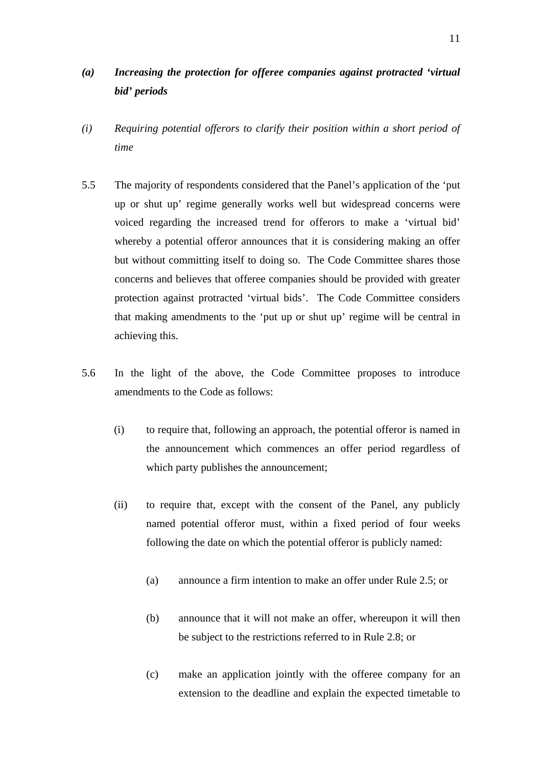***(a) Increasing the protection for offeree companies against protracted 'virtual bid' periods***

*(i) Requiring potential offerors to clarify their position within a short period of time*

5.5 The majority of respondents considered that the Panel's application of the 'put up or shut up' regime generally works well but widespread concerns were voiced regarding the increased trend for offerors to make a 'virtual bid' whereby a potential offeror announces that it is considering making an offer but without committing itself to doing so. The Code Committee shares those concerns and believes that offeree companies should be provided with greater protection against protracted 'virtual bids'. The Code Committee considers that making amendments to the 'put up or shut up' regime will be central in achieving this.

5.6 In the light of the above, the Code Committee proposes to introduce amendments to the Code as follows:

(i) to require that, following an approach, the potential offeror is named in the announcement which commences an offer period regardless of which party publishes the announcement;

(ii) to require that, except with the consent of the Panel, any publicly named potential offeror must, within a fixed period of four weeks following the date on which the potential offeror is publicly named:

(a) announce a firm intention to make an offer under Rule 2.5; or

(b) announce that it will not make an offer, whereupon it will then be subject to the restrictions referred to in Rule 2.8; or

(c) make an application jointly with the offeree company for an extension to the deadline and explain the expected timetable to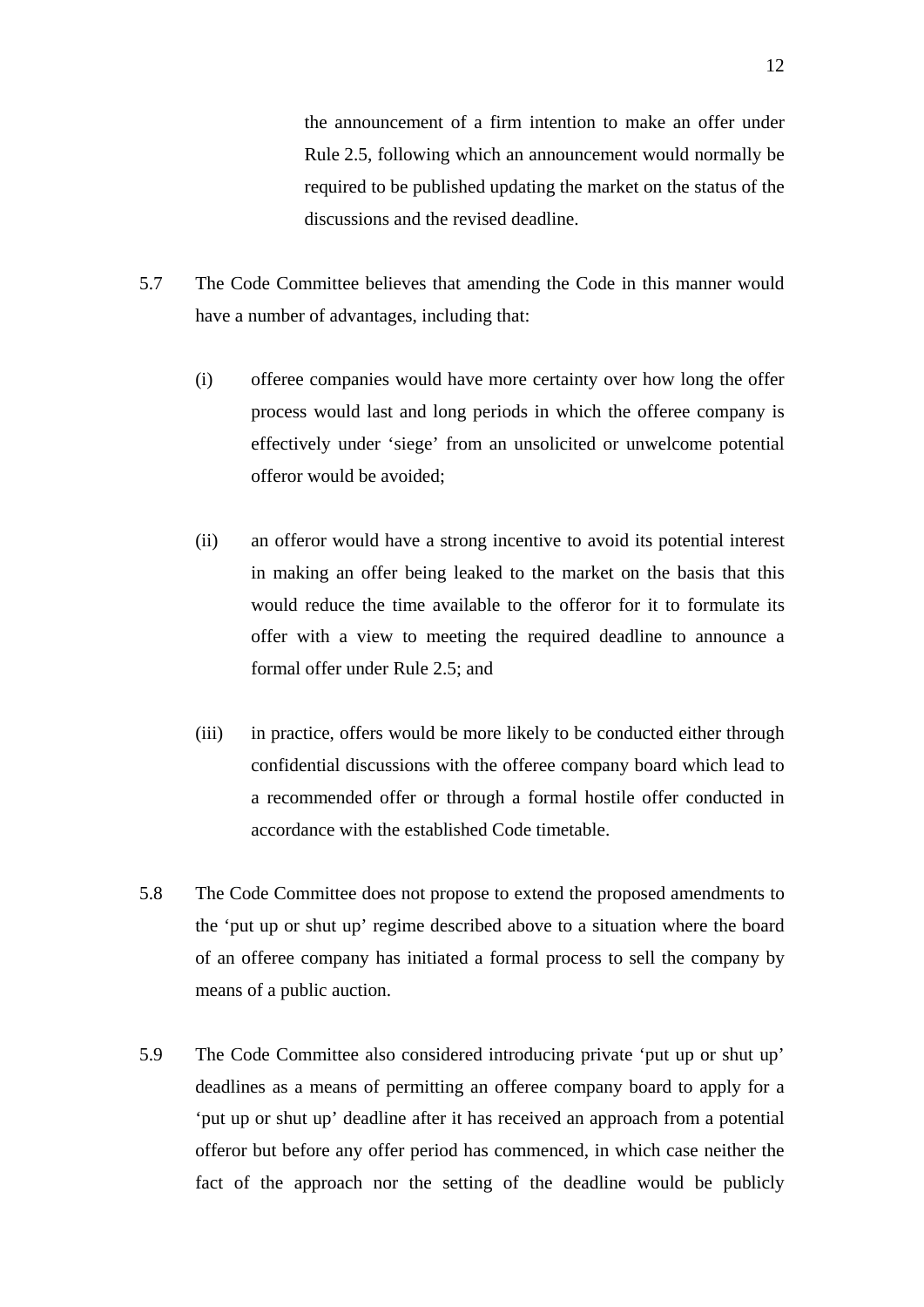the announcement of a firm intention to make an offer under Rule 2.5, following which an announcement would normally be required to be published updating the market on the status of the discussions and the revised deadline.

5.7 The Code Committee believes that amending the Code in this manner would have a number of advantages, including that:

(i) offeree companies would have more certainty over how long the offer process would last and long periods in which the offeree company is effectively under 'siege' from an unsolicited or unwelcome potential offeror would be avoided;

(ii) an offeror would have a strong incentive to avoid its potential interest in making an offer being leaked to the market on the basis that this would reduce the time available to the offeror for it to formulate its offer with a view to meeting the required deadline to announce a formal offer under Rule 2.5; and

(iii) in practice, offers would be more likely to be conducted either through confidential discussions with the offeree company board which lead to a recommended offer or through a formal hostile offer conducted in accordance with the established Code timetable.

5.8 The Code Committee does not propose to extend the proposed amendments to the 'put up or shut up' regime described above to a situation where the board of an offeree company has initiated a formal process to sell the company by means of a public auction.

5.9 The Code Committee also considered introducing private 'put up or shut up' deadlines as a means of permitting an offeree company board to apply for a 'put up or shut up' deadline after it has received an approach from a potential offeror but before any offer period has commenced, in which case neither the fact of the approach nor the setting of the deadline would be publicly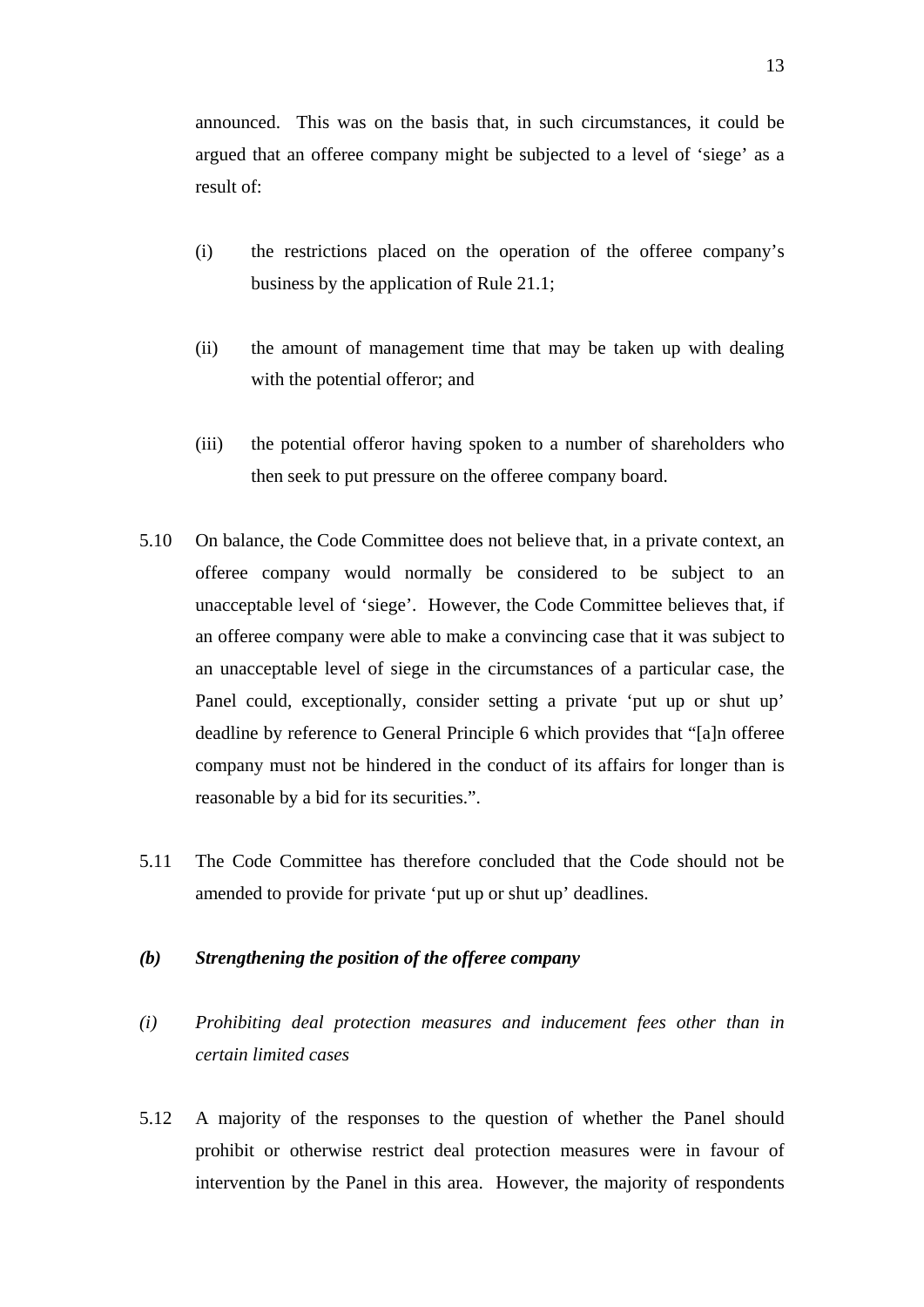announced. This was on the basis that, in such circumstances, it could be argued that an offeree company might be subjected to a level of 'siege' as a result of:

(i) the restrictions placed on the operation of the offeree company's business by the application of Rule 21.1;

(ii) the amount of management time that may be taken up with dealing with the potential offeror; and

(iii) the potential offeror having spoken to a number of shareholders who then seek to put pressure on the offeree company board.

5.10 On balance, the Code Committee does not believe that, in a private context, an offeree company would normally be considered to be subject to an unacceptable level of 'siege'. However, the Code Committee believes that, if an offeree company were able to make a convincing case that it was subject to an unacceptable level of siege in the circumstances of a particular case, the Panel could, exceptionally, consider setting a private 'put up or shut up' deadline by reference to General Principle 6 which provides that "[a]n offeree company must not be hindered in the conduct of its affairs for longer than is reasonable by a bid for its securities.".

5.11 The Code Committee has therefore concluded that the Code should not be amended to provide for private 'put up or shut up' deadlines.

***(b) Strengthening the position of the offeree company***

*(i) Prohibiting deal protection measures and inducement fees other than in certain limited cases*

5.12 A majority of the responses to the question of whether the Panel should prohibit or otherwise restrict deal protection measures were in favour of intervention by the Panel in this area. However, the majority of respondents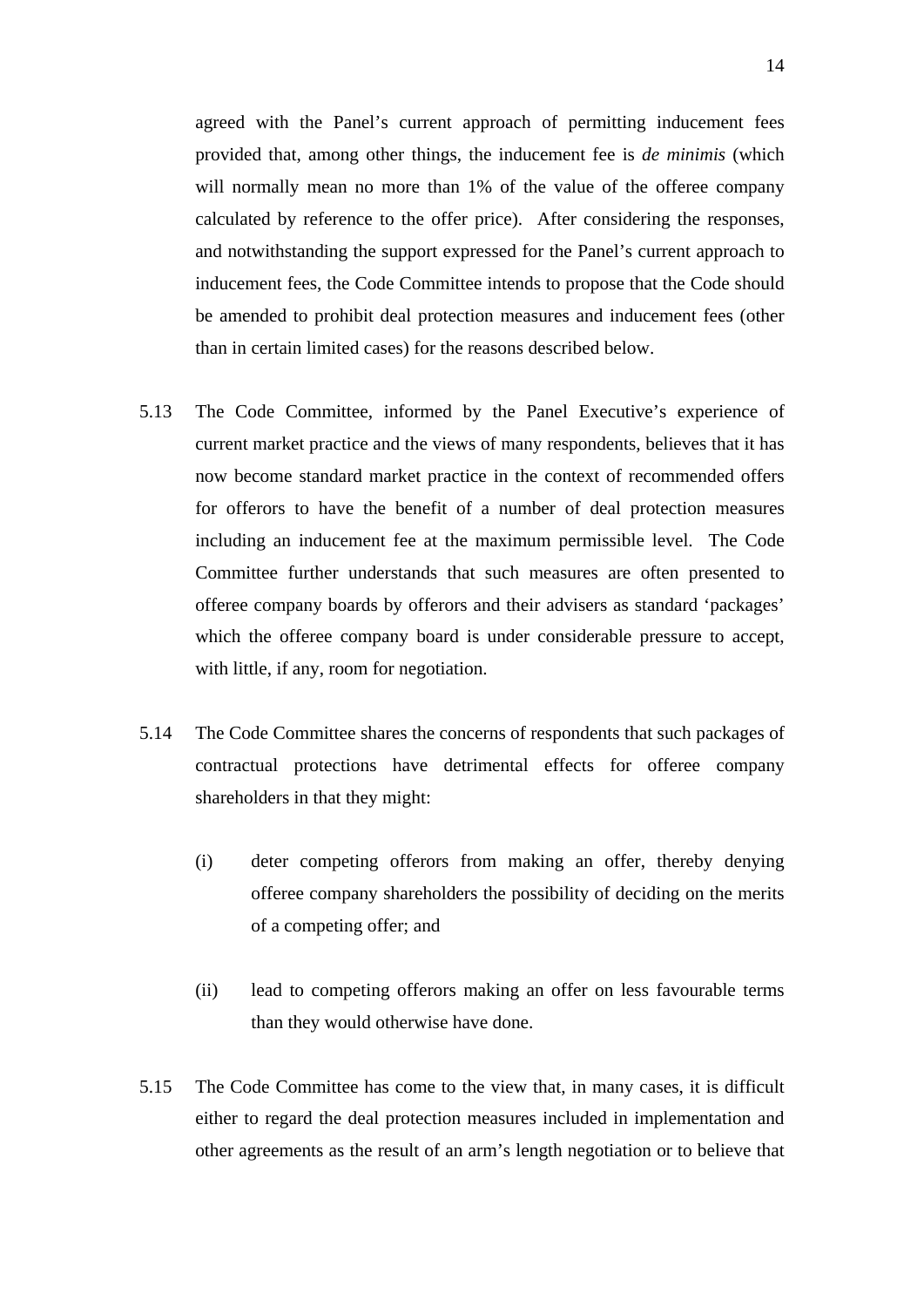agreed with the Panel's current approach of permitting inducement fees provided that, among other things, the inducement fee is *de minimis* (which will normally mean no more than 1% of the value of the offeree company calculated by reference to the offer price). After considering the responses, and notwithstanding the support expressed for the Panel's current approach to inducement fees, the Code Committee intends to propose that the Code should be amended to prohibit deal protection measures and inducement fees (other than in certain limited cases) for the reasons described below.

5.13 The Code Committee, informed by the Panel Executive's experience of current market practice and the views of many respondents, believes that it has now become standard market practice in the context of recommended offers for offerors to have the benefit of a number of deal protection measures including an inducement fee at the maximum permissible level. The Code Committee further understands that such measures are often presented to offeree company boards by offerors and their advisers as standard 'packages' which the offeree company board is under considerable pressure to accept, with little, if any, room for negotiation.

5.14 The Code Committee shares the concerns of respondents that such packages of contractual protections have detrimental effects for offeree company shareholders in that they might:

(i) deter competing offerors from making an offer, thereby denying offeree company shareholders the possibility of deciding on the merits of a competing offer; and

(ii) lead to competing offerors making an offer on less favourable terms than they would otherwise have done.

5.15 The Code Committee has come to the view that, in many cases, it is difficult either to regard the deal protection measures included in implementation and other agreements as the result of an arm's length negotiation or to believe that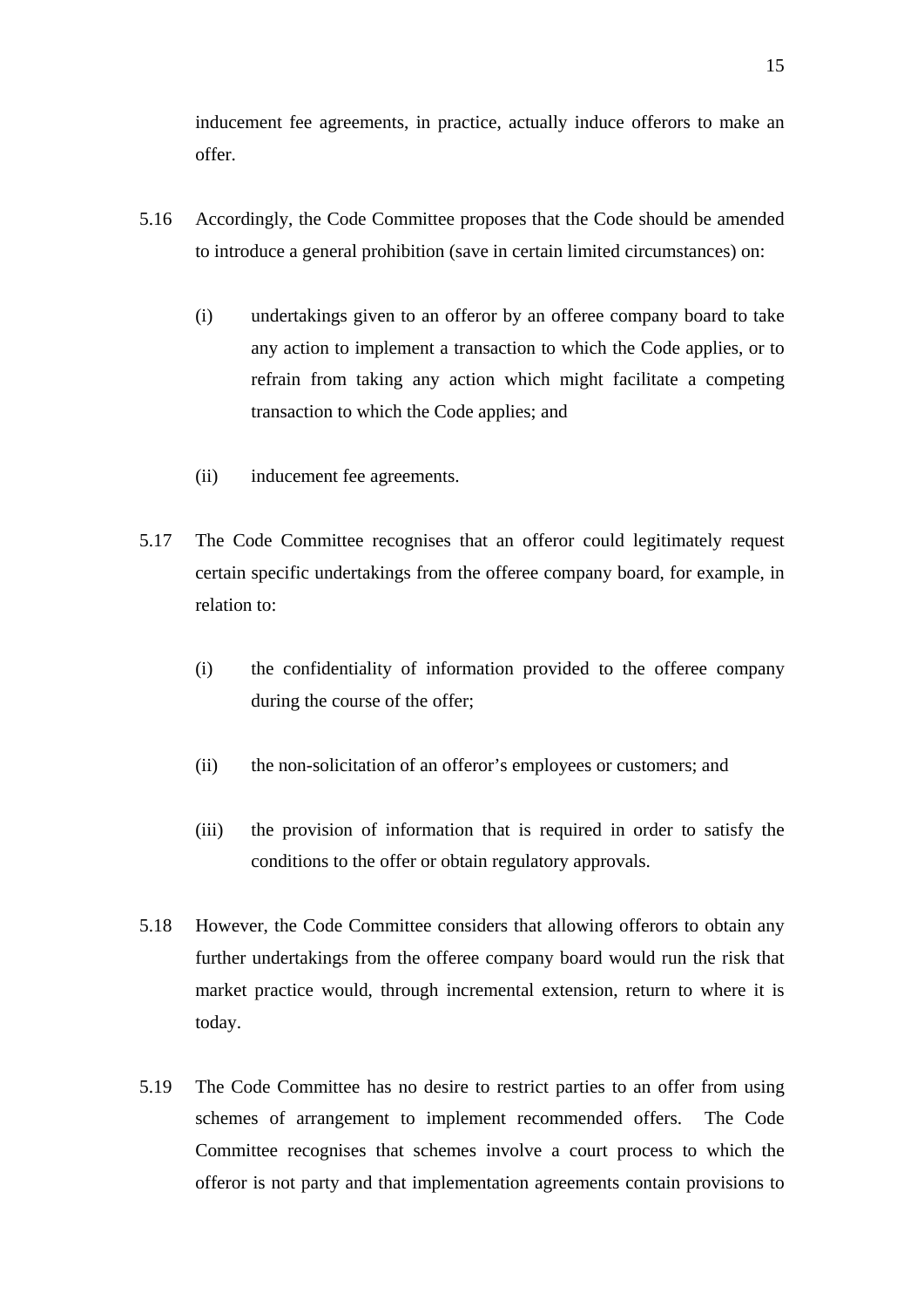inducement fee agreements, in practice, actually induce offerors to make an offer.

5.16 Accordingly, the Code Committee proposes that the Code should be amended to introduce a general prohibition (save in certain limited circumstances) on:

(i) undertakings given to an offeror by an offeree company board to take any action to implement a transaction to which the Code applies, or to refrain from taking any action which might facilitate a competing transaction to which the Code applies; and

(ii) inducement fee agreements.

5.17 The Code Committee recognises that an offeror could legitimately request certain specific undertakings from the offeree company board, for example, in relation to:

(i) the confidentiality of information provided to the offeree company during the course of the offer;

(ii) the non-solicitation of an offeror's employees or customers; and

(iii) the provision of information that is required in order to satisfy the conditions to the offer or obtain regulatory approvals.

5.18 However, the Code Committee considers that allowing offerors to obtain any further undertakings from the offeree company board would run the risk that market practice would, through incremental extension, return to where it is today.

5.19 The Code Committee has no desire to restrict parties to an offer from using schemes of arrangement to implement recommended offers. The Code Committee recognises that schemes involve a court process to which the offeror is not party and that implementation agreements contain provisions to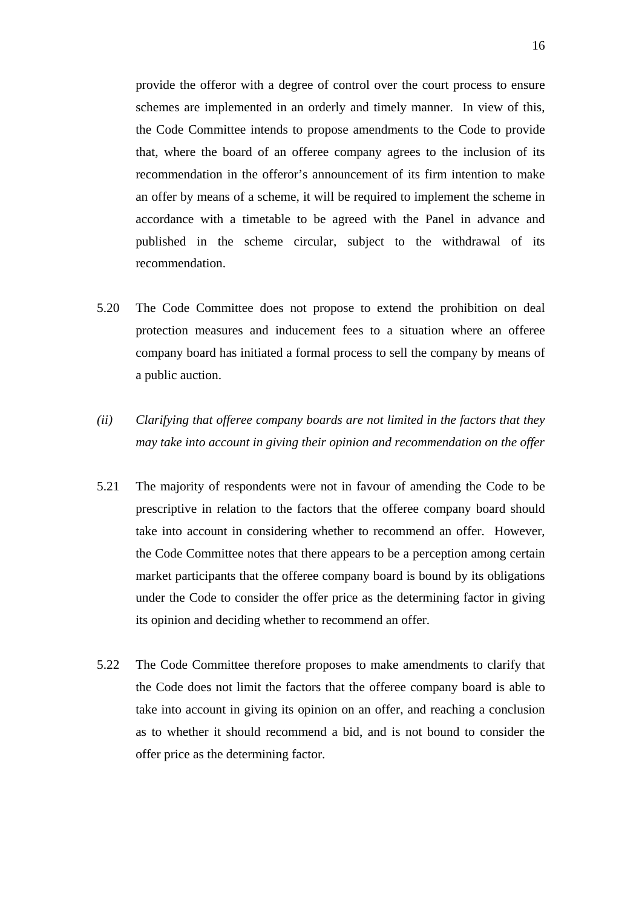provide the offeror with a degree of control over the court process to ensure schemes are implemented in an orderly and timely manner. In view of this, the Code Committee intends to propose amendments to the Code to provide that, where the board of an offeree company agrees to the inclusion of its recommendation in the offeror's announcement of its firm intention to make an offer by means of a scheme, it will be required to implement the scheme in accordance with a timetable to be agreed with the Panel in advance and published in the scheme circular, subject to the withdrawal of its recommendation.

5.20 The Code Committee does not propose to extend the prohibition on deal protection measures and inducement fees to a situation where an offeree company board has initiated a formal process to sell the company by means of a public auction.

*(ii) Clarifying that offeree company boards are not limited in the factors that they may take into account in giving their opinion and recommendation on the offer*

5.21 The majority of respondents were not in favour of amending the Code to be prescriptive in relation to the factors that the offeree company board should take into account in considering whether to recommend an offer. However, the Code Committee notes that there appears to be a perception among certain market participants that the offeree company board is bound by its obligations under the Code to consider the offer price as the determining factor in giving its opinion and deciding whether to recommend an offer.

5.22 The Code Committee therefore proposes to make amendments to clarify that the Code does not limit the factors that the offeree company board is able to take into account in giving its opinion on an offer, and reaching a conclusion as to whether it should recommend a bid, and is not bound to consider the offer price as the determining factor.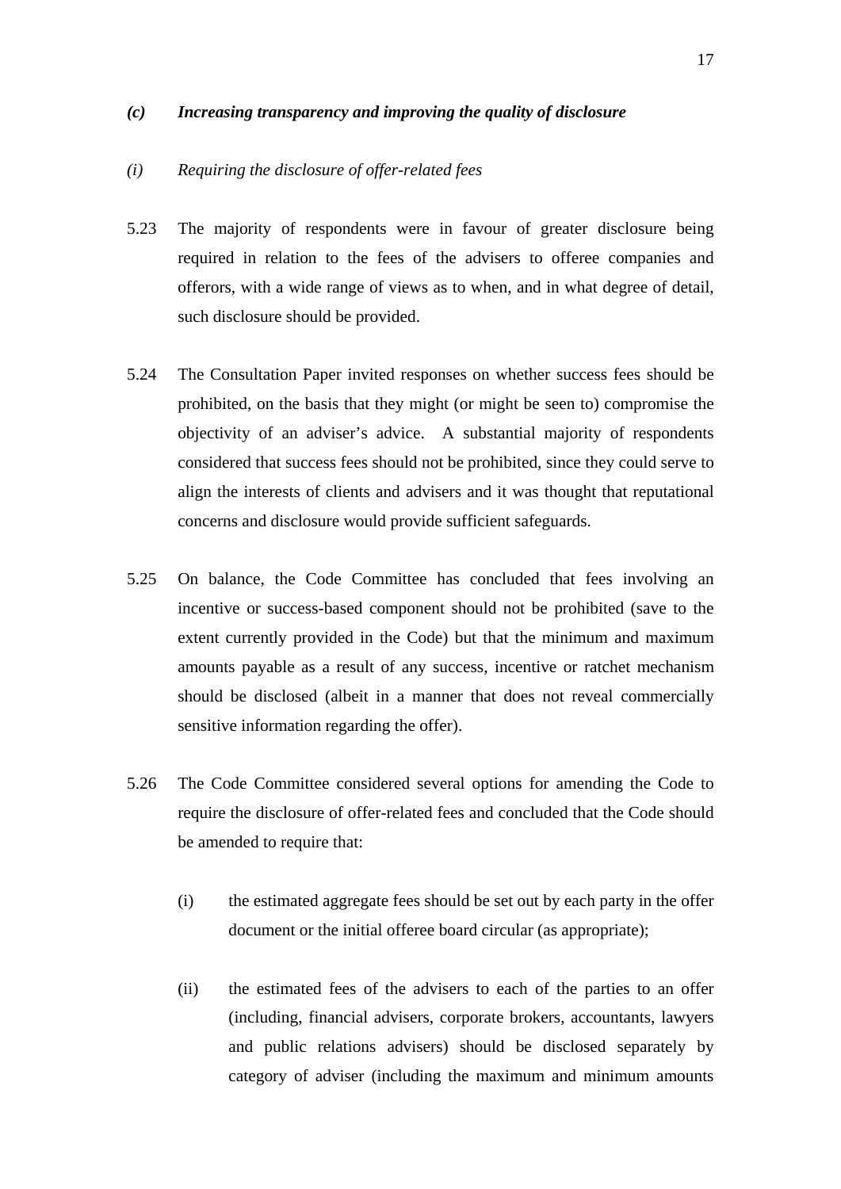### *(c) Increasing transparency and improving the quality of disclosure*

*(i) Requiring the disclosure of offer-related fees*

5.23 The majority of respondents were in favour of greater disclosure being required in relation to the fees of the advisers to offeree companies and offerors, with a wide range of views as to when, and in what degree of detail, such disclosure should be provided.

5.24 The Consultation Paper invited responses on whether success fees should be prohibited, on the basis that they might (or might be seen to) compromise the objectivity of an adviser's advice. A substantial majority of respondents considered that success fees should not be prohibited, since they could serve to align the interests of clients and advisers and it was thought that reputational concerns and disclosure would provide sufficient safeguards.

5.25 On balance, the Code Committee has concluded that fees involving an incentive or success-based component should not be prohibited (save to the extent currently provided in the Code) but that the minimum and maximum amounts payable as a result of any success, incentive or ratchet mechanism should be disclosed (albeit in a manner that does not reveal commercially sensitive information regarding the offer).

5.26 The Code Committee considered several options for amending the Code to require the disclosure of offer-related fees and concluded that the Code should be amended to require that:

(i) the estimated aggregate fees should be set out by each party in the offer document or the initial offeree board circular (as appropriate);

(ii) the estimated fees of the advisers to each of the parties to an offer (including, financial advisers, corporate brokers, accountants, lawyers and public relations advisers) should be disclosed separately by category of adviser (including the maximum and minimum amounts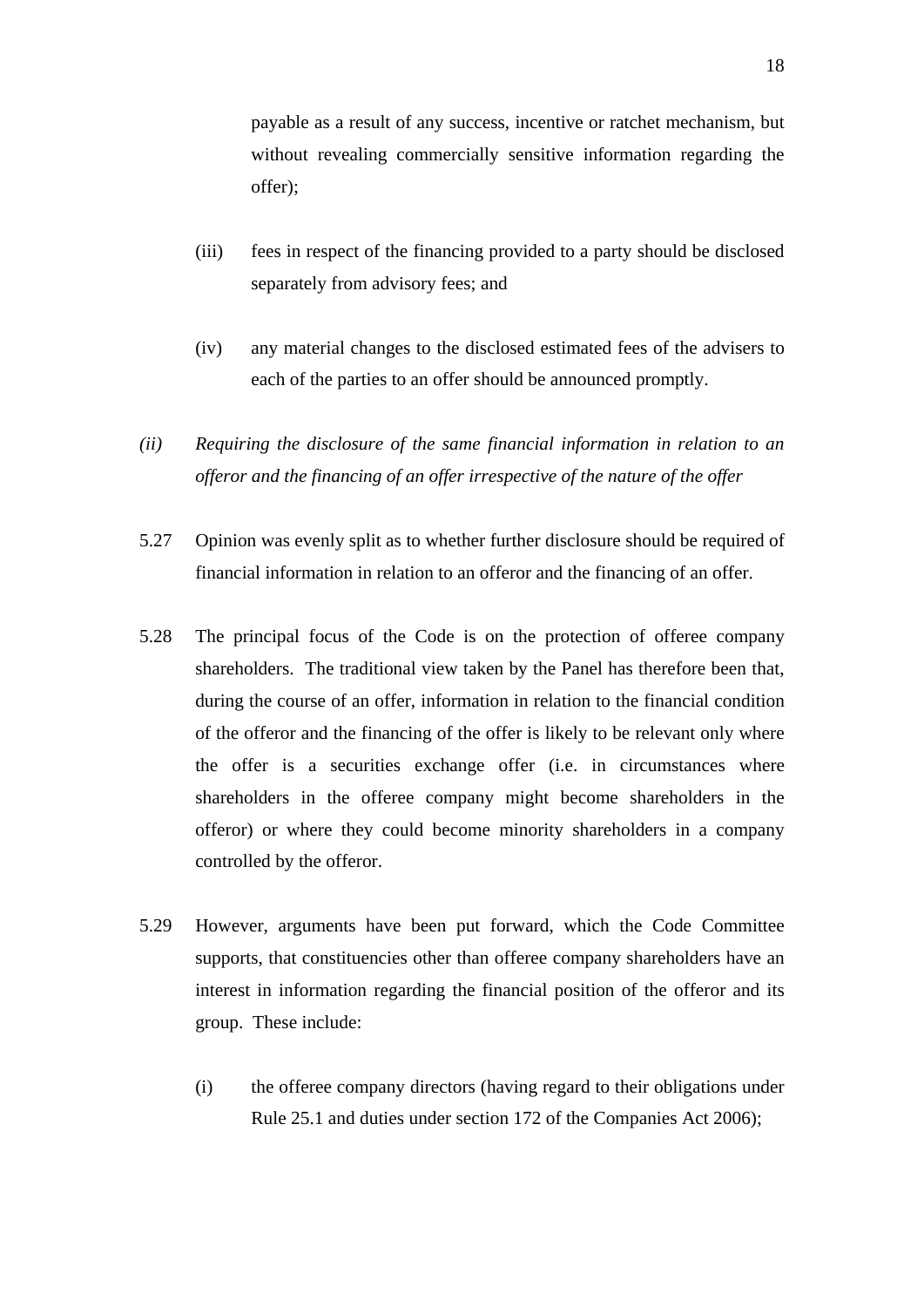payable as a result of any success, incentive or ratchet mechanism, but without revealing commercially sensitive information regarding the offer);

(iii) fees in respect of the financing provided to a party should be disclosed separately from advisory fees; and

(iv) any material changes to the disclosed estimated fees of the advisers to each of the parties to an offer should be announced promptly.

*(ii) Requiring the disclosure of the same financial information in relation to an offeror and the financing of an offer irrespective of the nature of the offer*

5.27 Opinion was evenly split as to whether further disclosure should be required of financial information in relation to an offeror and the financing of an offer.

5.28 The principal focus of the Code is on the protection of offeree company shareholders. The traditional view taken by the Panel has therefore been that, during the course of an offer, information in relation to the financial condition of the offeror and the financing of the offer is likely to be relevant only where the offer is a securities exchange offer (i.e. in circumstances where shareholders in the offeree company might become shareholders in the offeror) or where they could become minority shareholders in a company controlled by the offeror.

5.29 However, arguments have been put forward, which the Code Committee supports, that constituencies other than offeree company shareholders have an interest in information regarding the financial position of the offeror and its group. These include:

(i) the offeree company directors (having regard to their obligations under Rule 25.1 and duties under section 172 of the Companies Act 2006);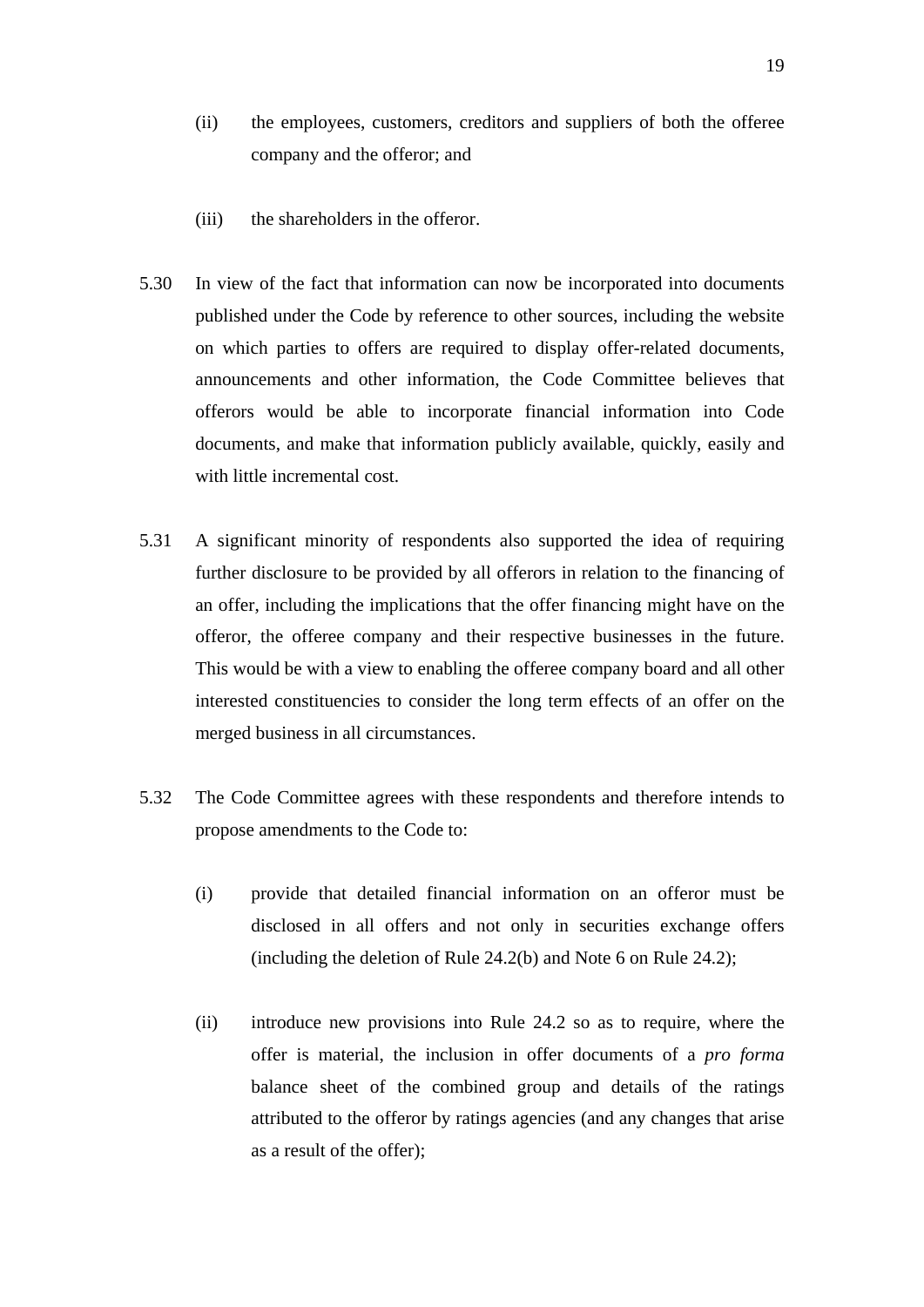(ii) the employees, customers, creditors and suppliers of both the offeree company and the offeror; and

(iii) the shareholders in the offeror.

5.30 In view of the fact that information can now be incorporated into documents published under the Code by reference to other sources, including the website on which parties to offers are required to display offer-related documents, announcements and other information, the Code Committee believes that offerors would be able to incorporate financial information into Code documents, and make that information publicly available, quickly, easily and with little incremental cost.

5.31 A significant minority of respondents also supported the idea of requiring further disclosure to be provided by all offerors in relation to the financing of an offer, including the implications that the offer financing might have on the offeror, the offeree company and their respective businesses in the future. This would be with a view to enabling the offeree company board and all other interested constituencies to consider the long term effects of an offer on the merged business in all circumstances.

5.32 The Code Committee agrees with these respondents and therefore intends to propose amendments to the Code to:

(i) provide that detailed financial information on an offeror must be disclosed in all offers and not only in securities exchange offers (including the deletion of Rule 24.2(b) and Note 6 on Rule 24.2);

(ii) introduce new provisions into Rule 24.2 so as to require, where the offer is material, the inclusion in offer documents of a *pro forma* balance sheet of the combined group and details of the ratings attributed to the offeror by ratings agencies (and any changes that arise as a result of the offer);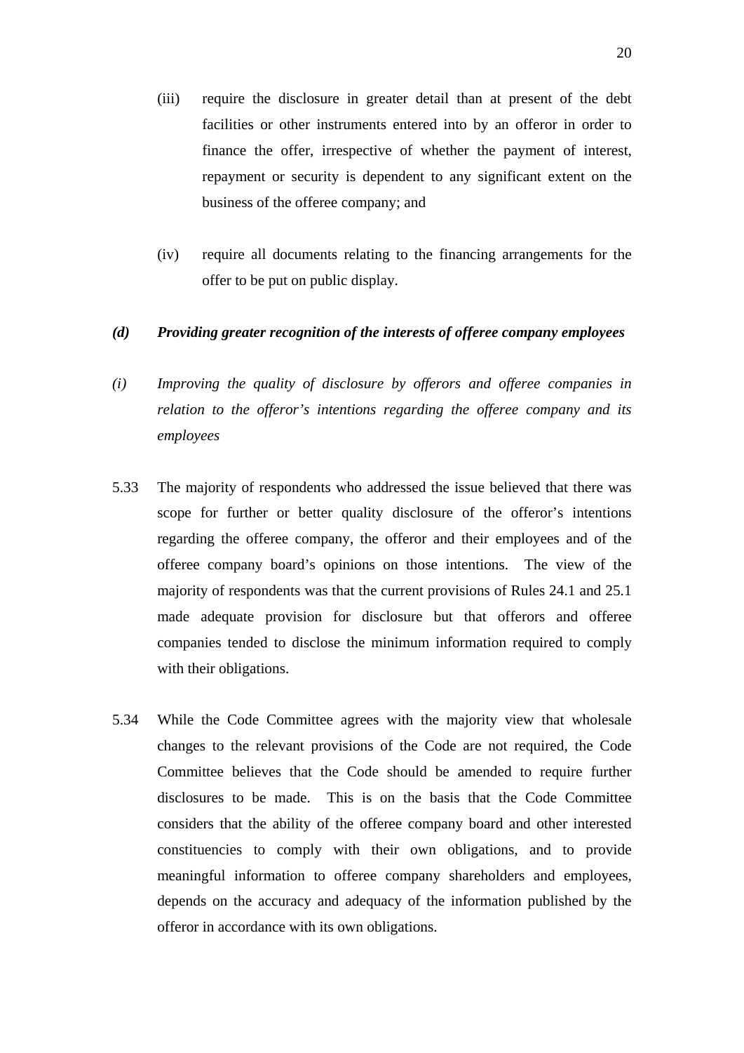(iii) require the disclosure in greater detail than at present of the debt facilities or other instruments entered into by an offeror in order to finance the offer, irrespective of whether the payment of interest, repayment or security is dependent to any significant extent on the business of the offeree company; and

(iv) require all documents relating to the financing arrangements for the offer to be put on public display.

***(d) Providing greater recognition of the interests of offeree company employees***

*(i) Improving the quality of disclosure by offerors and offeree companies in relation to the offeror's intentions regarding the offeree company and its employees*

5.33 The majority of respondents who addressed the issue believed that there was scope for further or better quality disclosure of the offeror's intentions regarding the offeree company, the offeror and their employees and of the offeree company board's opinions on those intentions. The view of the majority of respondents was that the current provisions of Rules 24.1 and 25.1 made adequate provision for disclosure but that offerors and offeree companies tended to disclose the minimum information required to comply with their obligations.

5.34 While the Code Committee agrees with the majority view that wholesale changes to the relevant provisions of the Code are not required, the Code Committee believes that the Code should be amended to require further disclosures to be made. This is on the basis that the Code Committee considers that the ability of the offeree company board and other interested constituencies to comply with their own obligations, and to provide meaningful information to offeree company shareholders and employees, depends on the accuracy and adequacy of the information published by the offeror in accordance with its own obligations.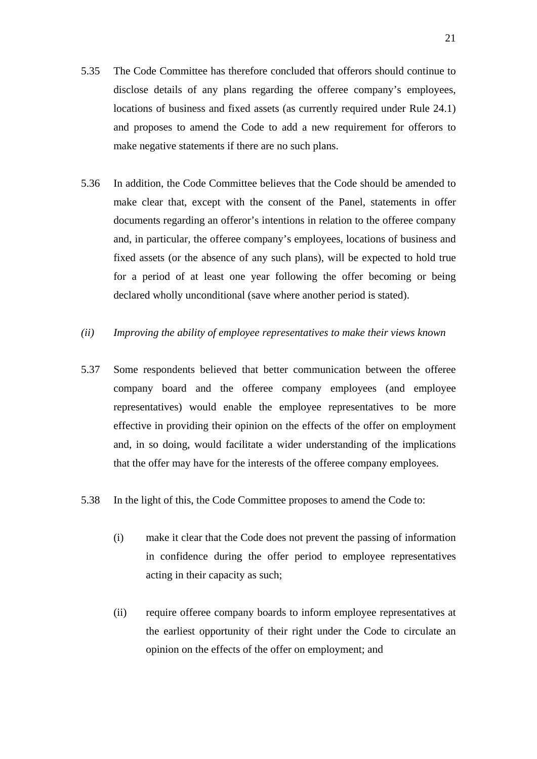5.35 The Code Committee has therefore concluded that offerors should continue to disclose details of any plans regarding the offeree company's employees, locations of business and fixed assets (as currently required under Rule 24.1) and proposes to amend the Code to add a new requirement for offerors to make negative statements if there are no such plans.

5.36 In addition, the Code Committee believes that the Code should be amended to make clear that, except with the consent of the Panel, statements in offer documents regarding an offeror's intentions in relation to the offeree company and, in particular, the offeree company's employees, locations of business and fixed assets (or the absence of any such plans), will be expected to hold true for a period of at least one year following the offer becoming or being declared wholly unconditional (save where another period is stated).

*(ii) Improving the ability of employee representatives to make their views known*

5.37 Some respondents believed that better communication between the offeree company board and the offeree company employees (and employee representatives) would enable the employee representatives to be more effective in providing their opinion on the effects of the offer on employment and, in so doing, would facilitate a wider understanding of the implications that the offer may have for the interests of the offeree company employees.

5.38 In the light of this, the Code Committee proposes to amend the Code to:

(i) make it clear that the Code does not prevent the passing of information in confidence during the offer period to employee representatives acting in their capacity as such;

(ii) require offeree company boards to inform employee representatives at the earliest opportunity of their right under the Code to circulate an opinion on the effects of the offer on employment; and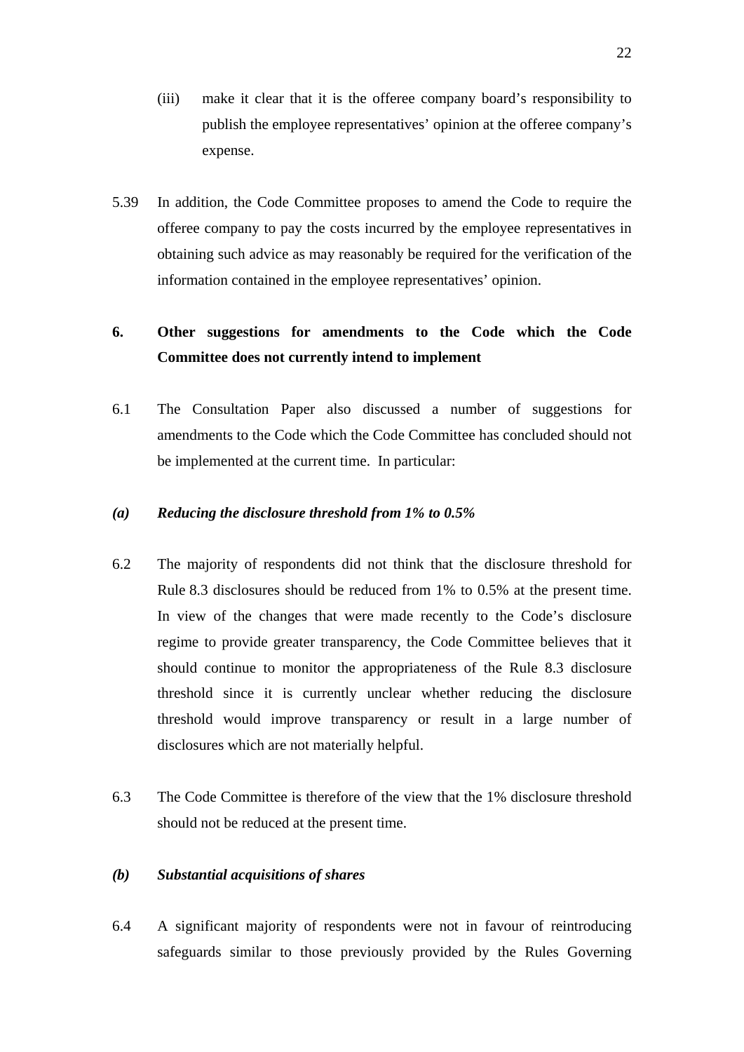(iii) make it clear that it is the offeree company board's responsibility to publish the employee representatives' opinion at the offeree company's expense.

5.39 In addition, the Code Committee proposes to amend the Code to require the offeree company to pay the costs incurred by the employee representatives in obtaining such advice as may reasonably be required for the verification of the information contained in the employee representatives' opinion.

## 6. Other suggestions for amendments to the Code which the Code Committee does not currently intend to implement

6.1 The Consultation Paper also discussed a number of suggestions for amendments to the Code which the Code Committee has concluded should not be implemented at the current time. In particular:

### *(a) Reducing the disclosure threshold from 1% to 0.5%*

6.2 The majority of respondents did not think that the disclosure threshold for Rule 8.3 disclosures should be reduced from 1% to 0.5% at the present time. In view of the changes that were made recently to the Code's disclosure regime to provide greater transparency, the Code Committee believes that it should continue to monitor the appropriateness of the Rule 8.3 disclosure threshold since it is currently unclear whether reducing the disclosure threshold would improve transparency or result in a large number of disclosures which are not materially helpful.

6.3 The Code Committee is therefore of the view that the 1% disclosure threshold should not be reduced at the present time.

### *(b) Substantial acquisitions of shares*

6.4 A significant majority of respondents were not in favour of reintroducing safeguards similar to those previously provided by the Rules Governing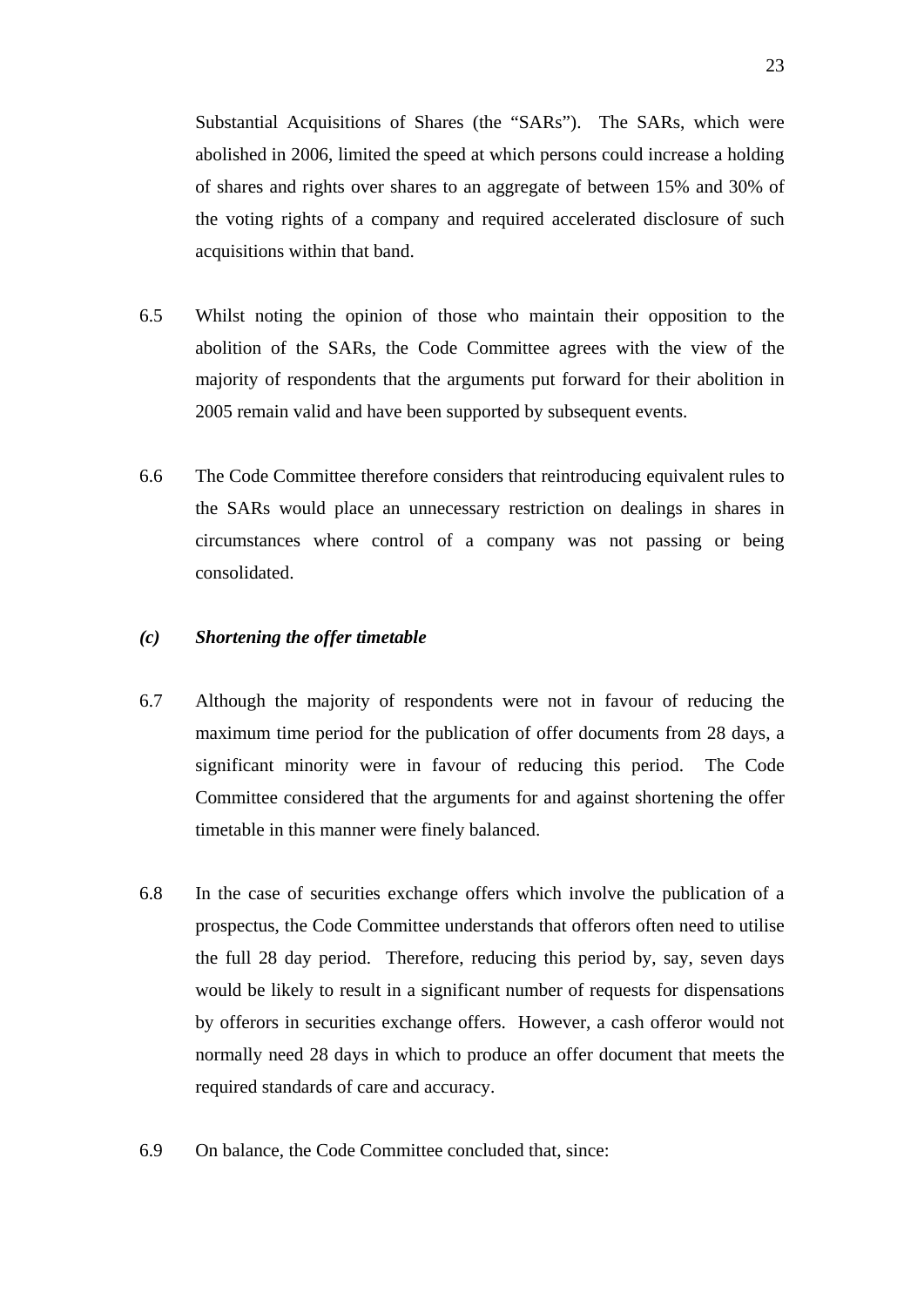Substantial Acquisitions of Shares (the "SARs"). The SARs, which were abolished in 2006, limited the speed at which persons could increase a holding of shares and rights over shares to an aggregate of between 15% and 30% of the voting rights of a company and required accelerated disclosure of such acquisitions within that band.

6.5 Whilst noting the opinion of those who maintain their opposition to the abolition of the SARs, the Code Committee agrees with the view of the majority of respondents that the arguments put forward for their abolition in 2005 remain valid and have been supported by subsequent events.

6.6 The Code Committee therefore considers that reintroducing equivalent rules to the SARs would place an unnecessary restriction on dealings in shares in circumstances where control of a company was not passing or being consolidated.

### *(c) Shortening the offer timetable*

6.7 Although the majority of respondents were not in favour of reducing the maximum time period for the publication of offer documents from 28 days, a significant minority were in favour of reducing this period. The Code Committee considered that the arguments for and against shortening the offer timetable in this manner were finely balanced.

6.8 In the case of securities exchange offers which involve the publication of a prospectus, the Code Committee understands that offerors often need to utilise the full 28 day period. Therefore, reducing this period by, say, seven days would be likely to result in a significant number of requests for dispensations by offerors in securities exchange offers. However, a cash offeror would not normally need 28 days in which to produce an offer document that meets the required standards of care and accuracy.

6.9 On balance, the Code Committee concluded that, since: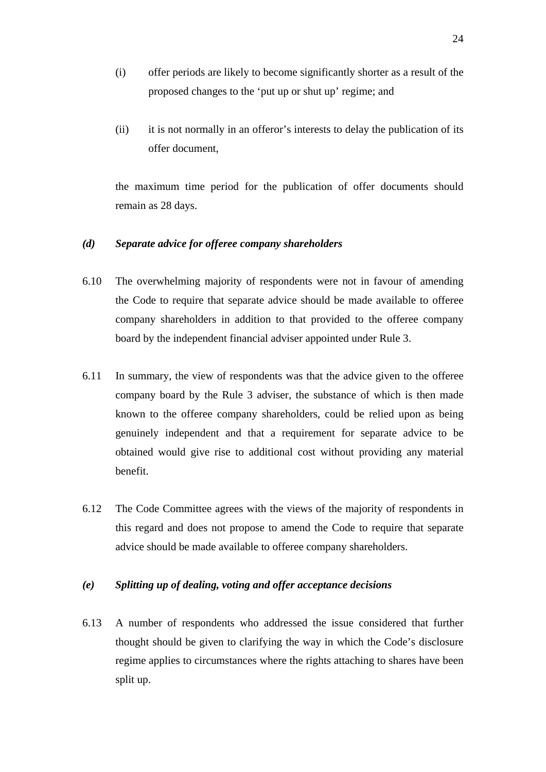(i) offer periods are likely to become significantly shorter as a result of the proposed changes to the 'put up or shut up' regime; and

(ii) it is not normally in an offeror's interests to delay the publication of its offer document,

the maximum time period for the publication of offer documents should remain as 28 days.

### *(d) Separate advice for offeree company shareholders*

6.10 The overwhelming majority of respondents were not in favour of amending the Code to require that separate advice should be made available to offeree company shareholders in addition to that provided to the offeree company board by the independent financial adviser appointed under Rule 3.

6.11 In summary, the view of respondents was that the advice given to the offeree company board by the Rule 3 adviser, the substance of which is then made known to the offeree company shareholders, could be relied upon as being genuinely independent and that a requirement for separate advice to be obtained would give rise to additional cost without providing any material benefit.

6.12 The Code Committee agrees with the views of the majority of respondents in this regard and does not propose to amend the Code to require that separate advice should be made available to offeree company shareholders.

### *(e) Splitting up of dealing, voting and offer acceptance decisions*

6.13 A number of respondents who addressed the issue considered that further thought should be given to clarifying the way in which the Code's disclosure regime applies to circumstances where the rights attaching to shares have been split up.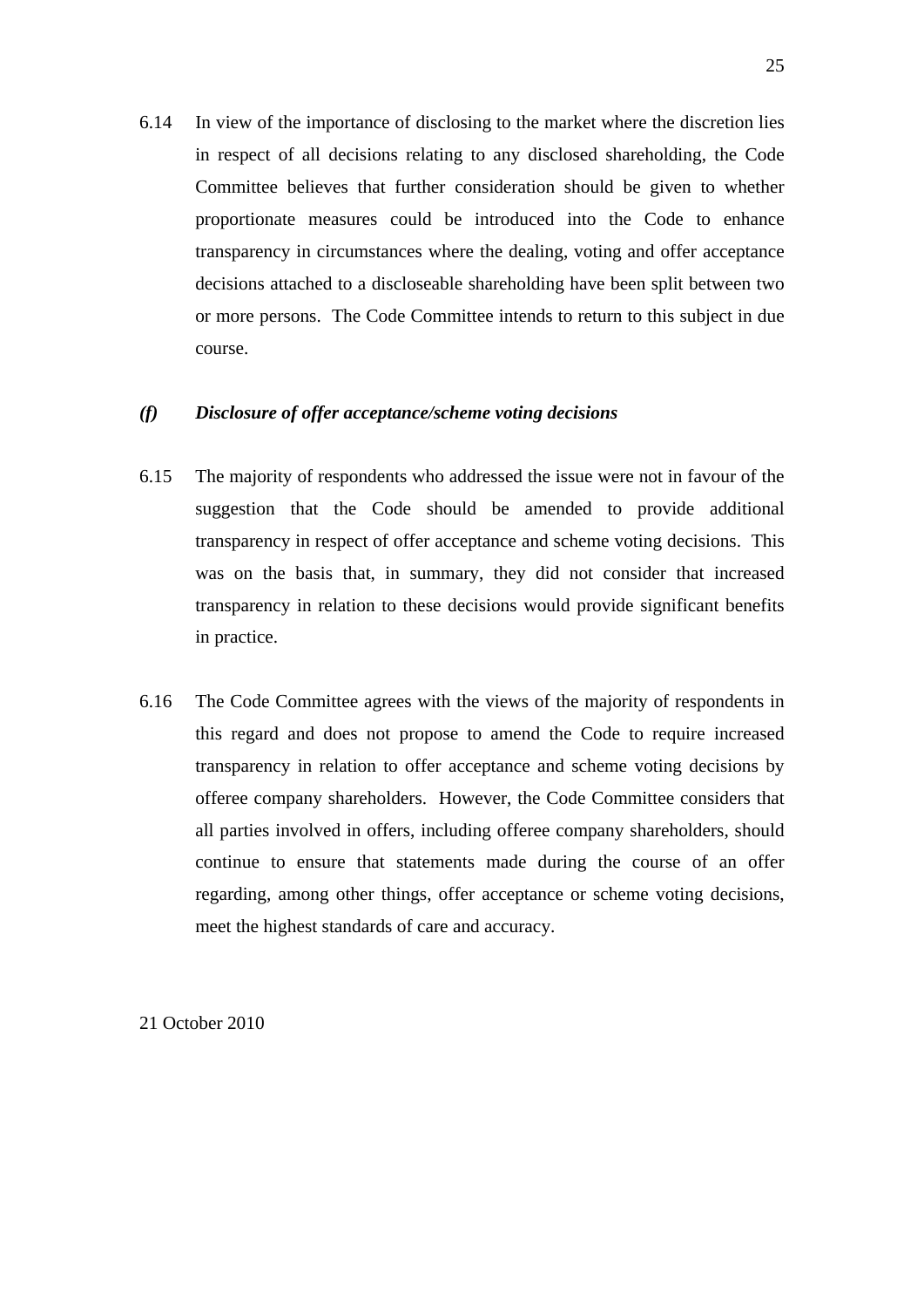6.14 In view of the importance of disclosing to the market where the discretion lies in respect of all decisions relating to any disclosed shareholding, the Code Committee believes that further consideration should be given to whether proportionate measures could be introduced into the Code to enhance transparency in circumstances where the dealing, voting and offer acceptance decisions attached to a discloseable shareholding have been split between two or more persons. The Code Committee intends to return to this subject in due course.

***(f) Disclosure of offer acceptance/scheme voting decisions***

6.15 The majority of respondents who addressed the issue were not in favour of the suggestion that the Code should be amended to provide additional transparency in respect of offer acceptance and scheme voting decisions. This was on the basis that, in summary, they did not consider that increased transparency in relation to these decisions would provide significant benefits in practice.

6.16 The Code Committee agrees with the views of the majority of respondents in this regard and does not propose to amend the Code to require increased transparency in relation to offer acceptance and scheme voting decisions by offeree company shareholders. However, the Code Committee considers that all parties involved in offers, including offeree company shareholders, should continue to ensure that statements made during the course of an offer regarding, among other things, offer acceptance or scheme voting decisions, meet the highest standards of care and accuracy.

21 October 2010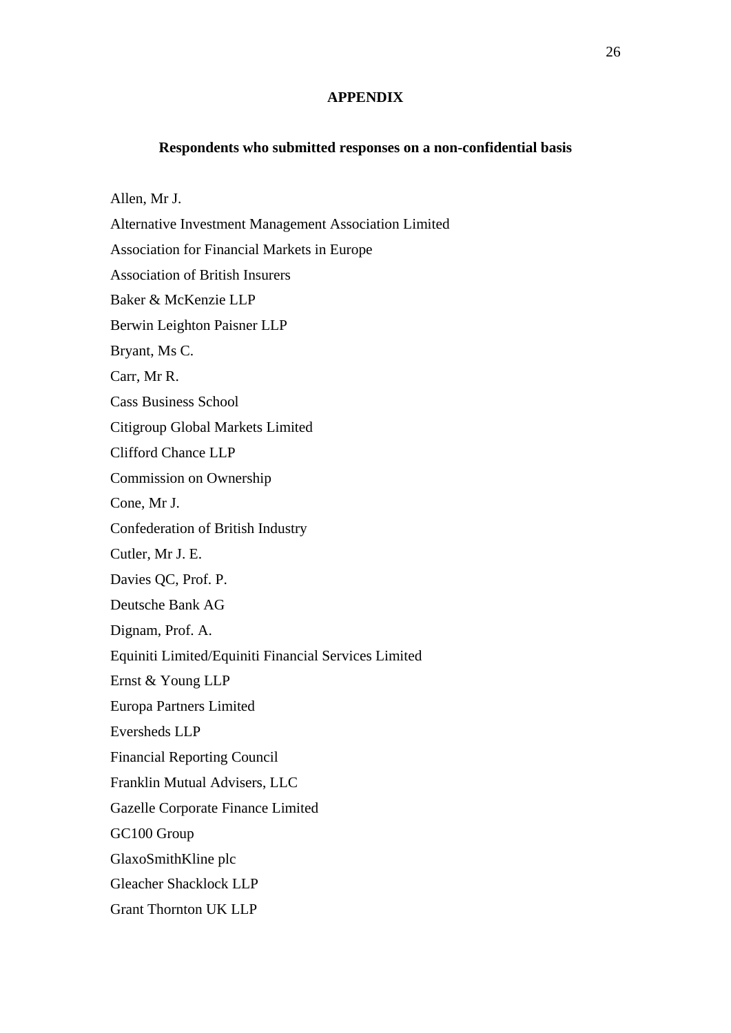# APPENDIX

## Respondents who submitted responses on a non-confidential basis

Allen, Mr J.

Alternative Investment Management Association Limited

Association for Financial Markets in Europe

Association of British Insurers

Baker & McKenzie LLP

Berwin Leighton Paisner LLP

Bryant, Ms C.

Carr, Mr R.

Cass Business School

Citigroup Global Markets Limited

Clifford Chance LLP

Commission on Ownership

Cone, Mr J.

Confederation of British Industry

Cutler, Mr J. E.

Davies QC, Prof. P.

Deutsche Bank AG

Dignam, Prof. A.

Equiniti Limited/Equiniti Financial Services Limited

Ernst & Young LLP

Europa Partners Limited

Eversheds LLP

Financial Reporting Council

Franklin Mutual Advisers, LLC

Gazelle Corporate Finance Limited

GC100 Group

GlaxoSmithKline plc

Gleacher Shacklock LLP

Grant Thornton UK LLP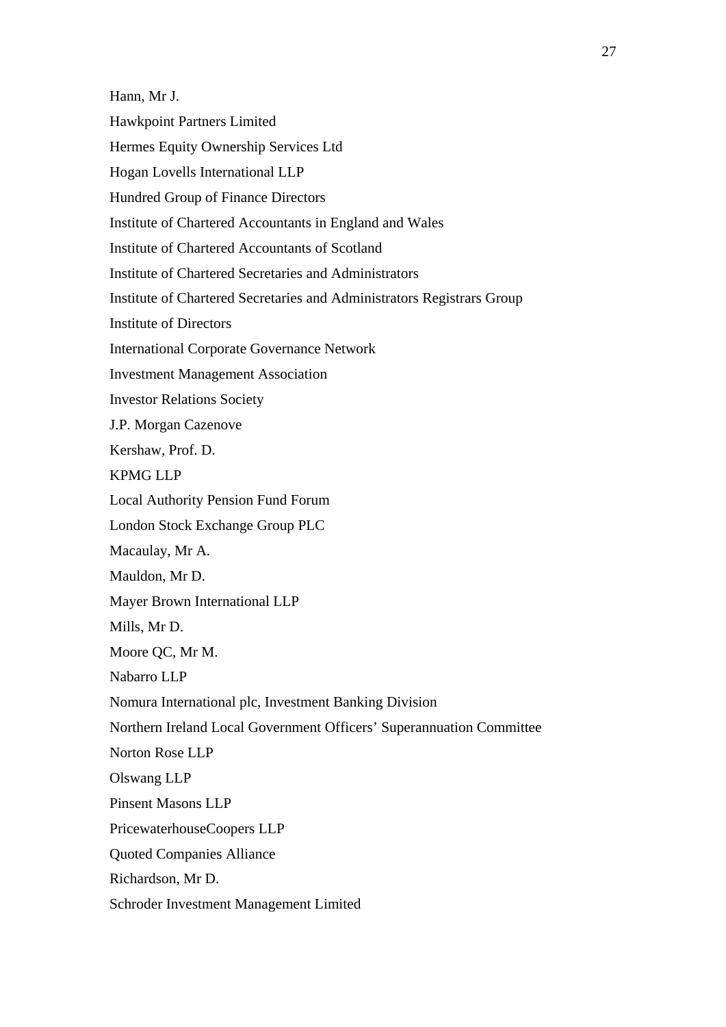Hann, Mr J.

Hawkpoint Partners Limited

Hermes Equity Ownership Services Ltd

Hogan Lovells International LLP

Hundred Group of Finance Directors

Institute of Chartered Accountants in England and Wales

Institute of Chartered Accountants of Scotland

Institute of Chartered Secretaries and Administrators

Institute of Chartered Secretaries and Administrators Registrars Group

Institute of Directors

International Corporate Governance Network

Investment Management Association

Investor Relations Society

J.P. Morgan Cazenove

Kershaw, Prof. D.

KPMG LLP

Local Authority Pension Fund Forum

London Stock Exchange Group PLC

Macaulay, Mr A.

Mauldon, Mr D.

Mayer Brown International LLP

Mills, Mr D.

Moore QC, Mr M.

Nabarro LLP

Nomura International plc, Investment Banking Division

Northern Ireland Local Government Officers' Superannuation Committee

Norton Rose LLP

Olswang LLP

Pinsent Masons LLP

PricewaterhouseCoopers LLP

Quoted Companies Alliance

Richardson, Mr D.

Schroder Investment Management Limited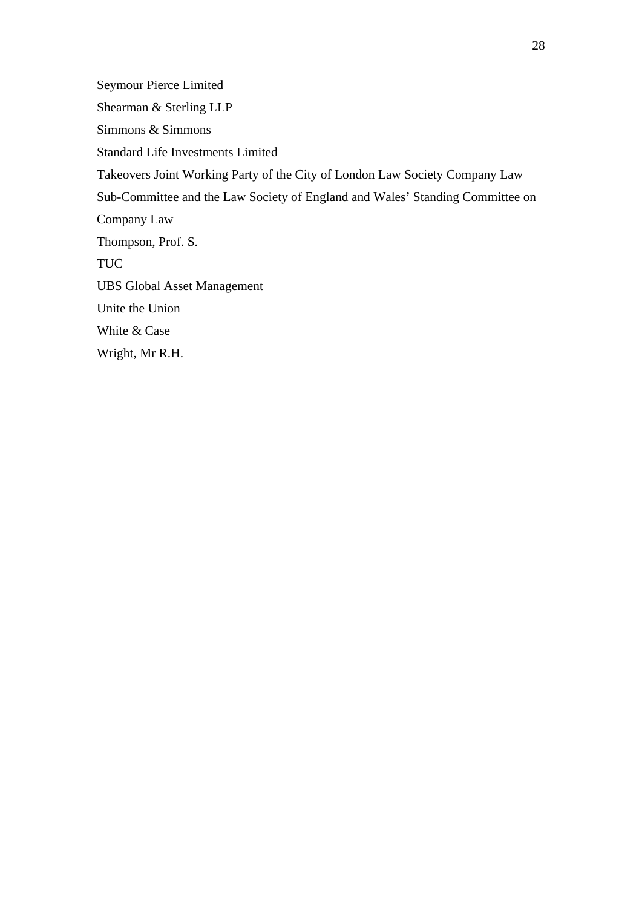Seymour Pierce Limited

Shearman & Sterling LLP

Simmons & Simmons

Standard Life Investments Limited

Takeovers Joint Working Party of the City of London Law Society Company Law Sub-Committee and the Law Society of England and Wales' Standing Committee on Company Law

Thompson, Prof. S.

TUC

UBS Global Asset Management

Unite the Union

White & Case

Wright, Mr R.H.